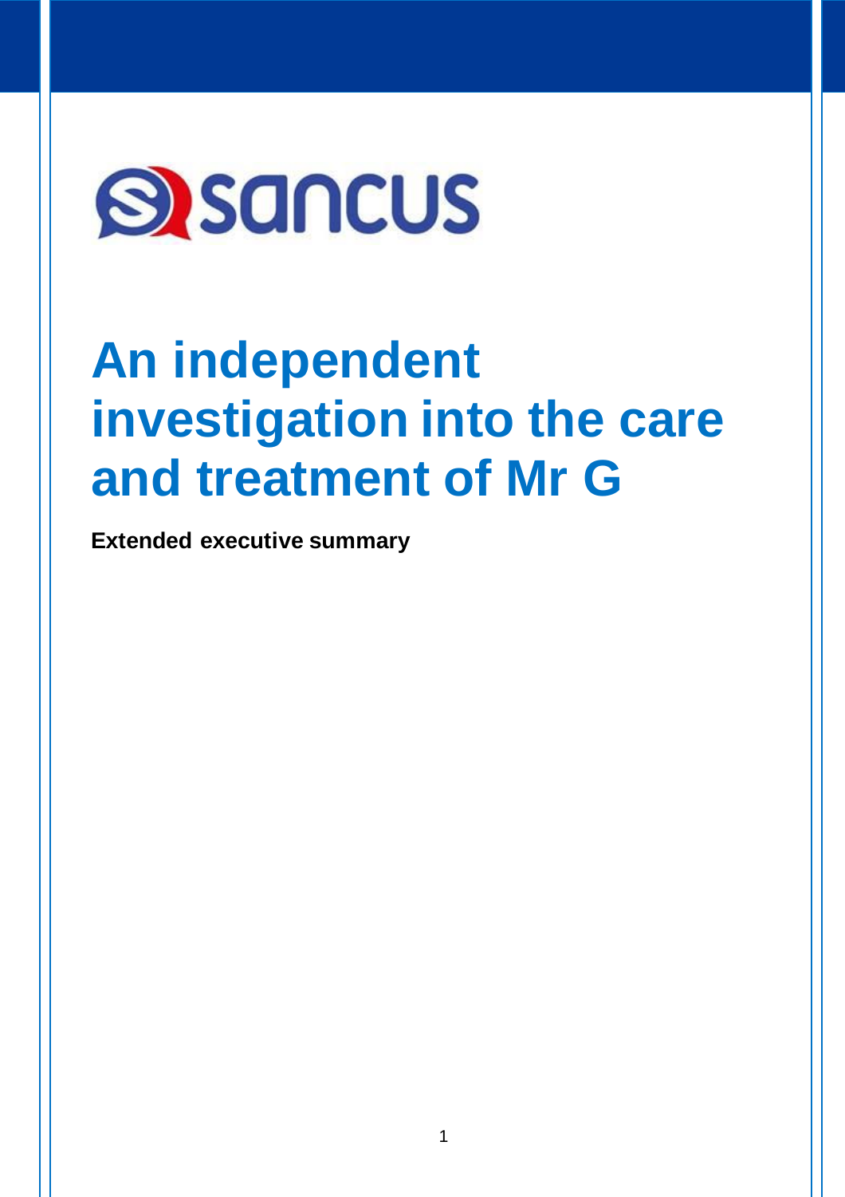sancus

# An independent investigation into the care and treatment of Mr G

**Extended executive summary**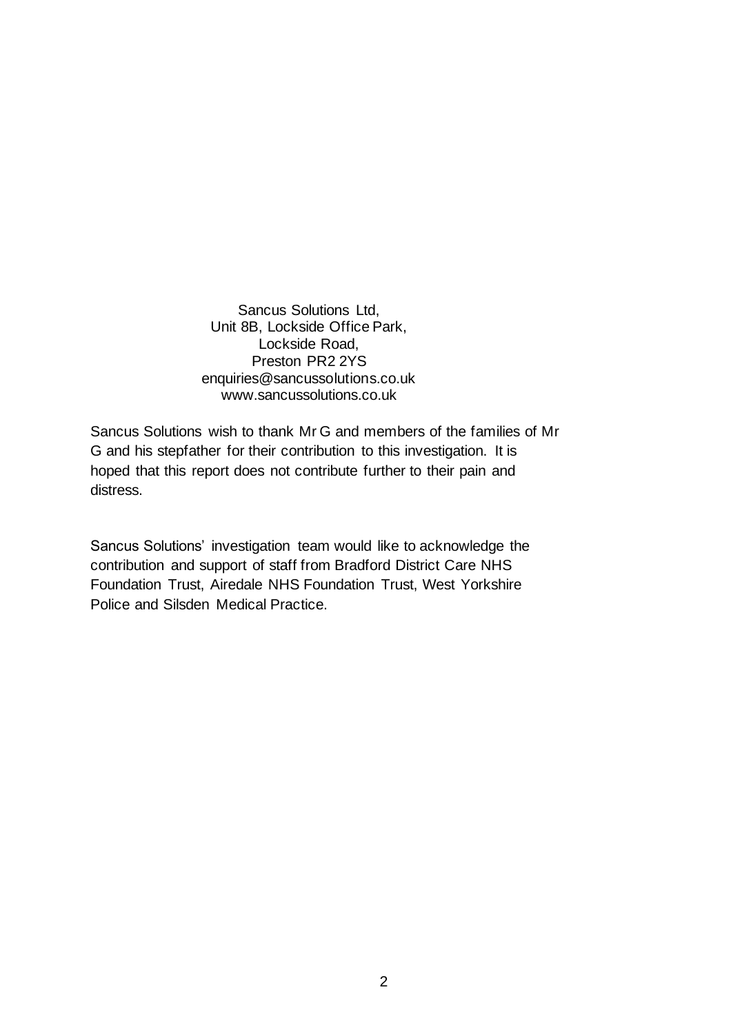Sancus Solutions Ltd,  
Unit 8B, Lockside Office Park,  
Lockside Road,  
Preston PR2 2YS  
enquiries@sancussolutions.co.uk  
www.sancussolutions.co.uk

Sancus Solutions wish to thank Mr G and members of the families of Mr G and his stepfather for their contribution to this investigation. It is hoped that this report does not contribute further to their pain and distress.

Sancus Solutions' investigation team would like to acknowledge the contribution and support of staff from Bradford District Care NHS Foundation Trust, Airedale NHS Foundation Trust, West Yorkshire Police and Silsden Medical Practice.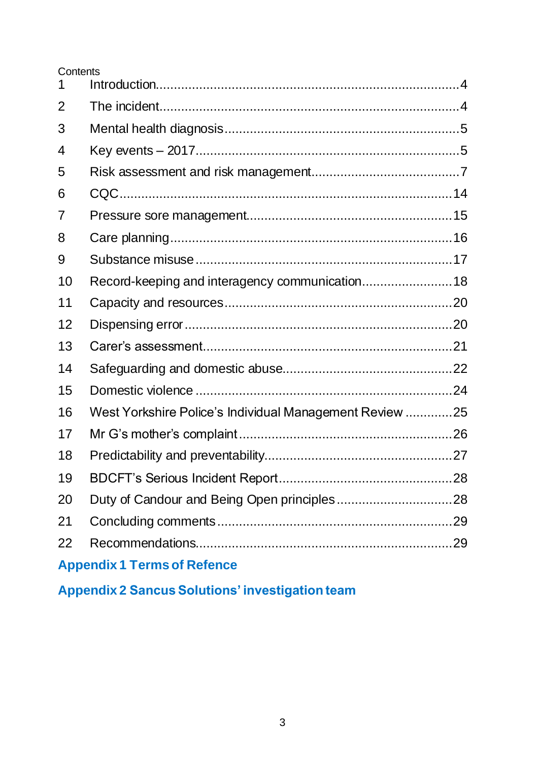Contents

| | | |
|---|---|---|
| 1 | Introduction | 4 |
| 2 | The incident | 4 |
| 3 | Mental health diagnosis | 5 |
| 4 | Key events – 2017 | 5 |
| 5 | Risk assessment and risk management | 7 |
| 6 | CQC | 14 |
| 7 | Pressure sore management | 15 |
| 8 | Care planning | 16 |
| 9 | Substance misuse | 17 |
| 10 | Record-keeping and interagency communication | 18 |
| 11 | Capacity and resources | 20 |
| 12 | Dispensing error | 20 |
| 13 | Carer's assessment | 21 |
| 14 | Safeguarding and domestic abuse | 22 |
| 15 | Domestic violence | 24 |
| 16 | West Yorkshire Police's Individual Management Review | 25 |
| 17 | Mr G's mother's complaint | 26 |
| 18 | Predictability and preventability | 27 |
| 19 | BDCFT's Serious Incident Report | 28 |
| 20 | Duty of Candour and Being Open principles | 28 |
| 21 | Concluding comments | 29 |
| 22 | Recommendations | 29 |

**Appendix 1 Terms of Refence**

**Appendix 2 Sancus Solutions' investigation team**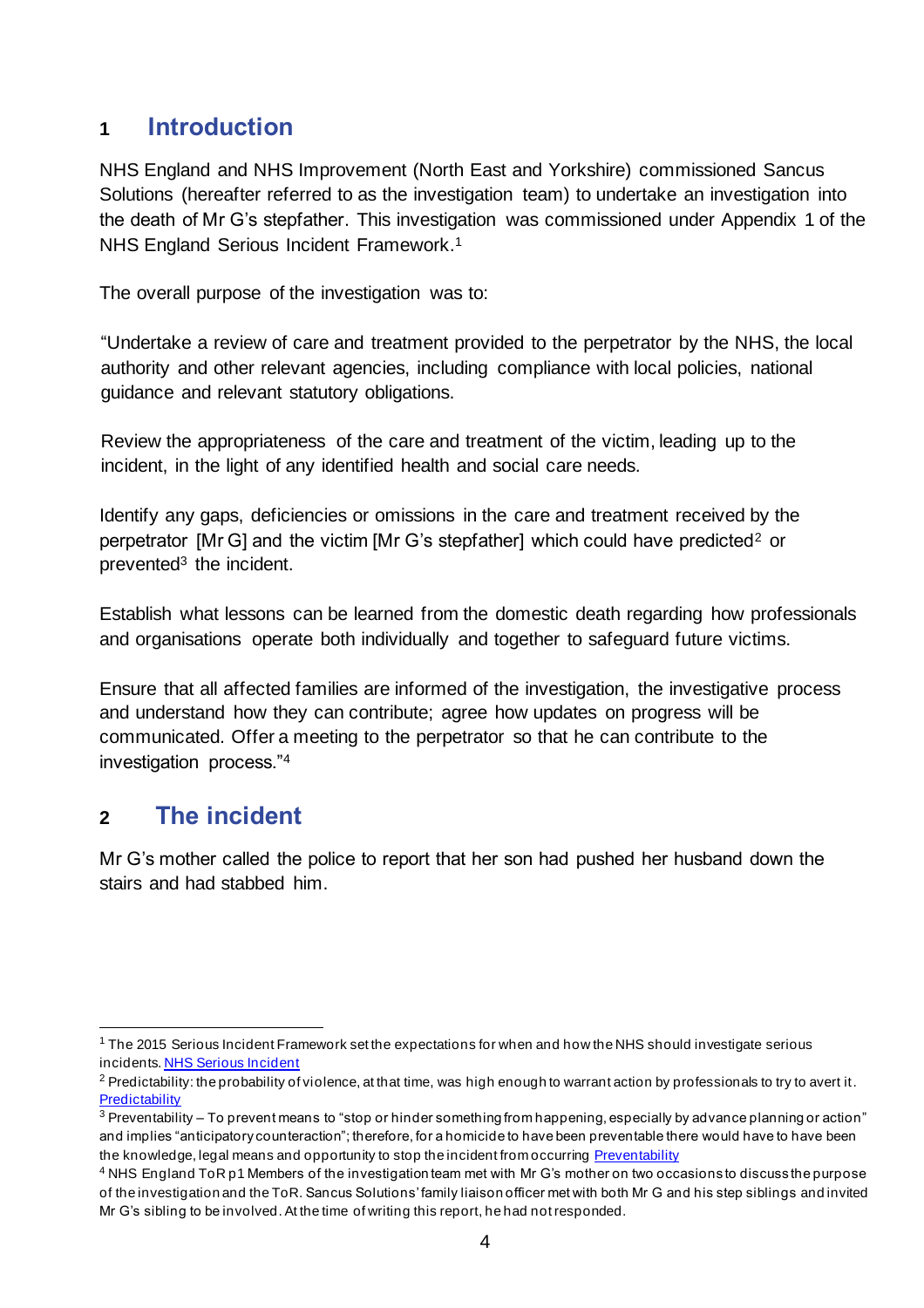# 1 Introduction

NHS England and NHS Improvement (North East and Yorkshire) commissioned Sancus Solutions (hereafter referred to as the investigation team) to undertake an investigation into the death of Mr G's stepfather. This investigation was commissioned under Appendix 1 of the NHS England Serious Incident Framework.[1]

The overall purpose of the investigation was to:

"Undertake a review of care and treatment provided to the perpetrator by the NHS, the local authority and other relevant agencies, including compliance with local policies, national guidance and relevant statutory obligations.

Review the appropriateness of the care and treatment of the victim, leading up to the incident, in the light of any identified health and social care needs.

Identify any gaps, deficiencies or omissions in the care and treatment received by the perpetrator [Mr G] and the victim [Mr G's stepfather] which could have predicted[2] or prevented[3] the incident.

Establish what lessons can be learned from the domestic death regarding how professionals and organisations operate both individually and together to safeguard future victims.

Ensure that all affected families are informed of the investigation, the investigative process and understand how they can contribute; agree how updates on progress will be communicated. Offer a meeting to the perpetrator so that he can contribute to the investigation process."[4]

# 2 The incident

Mr G's mother called the police to report that her son had pushed her husband down the stairs and had stabbed him.

---

[1] The 2015 Serious Incident Framework set the expectations for when and how the NHS should investigate serious incidents. NHS Serious Incident

[2] Predictability: the probability of violence, at that time, was high enough to warrant action by professionals to try to avert it. Predictability

[3] Preventability – To prevent means to "stop or hinder something from happening, especially by advance planning or action" and implies "anticipatory counteraction"; therefore, for a homicide to have been preventable there would have to have been the knowledge, legal means and opportunity to stop the incident from occurring Preventability

[4] NHS England ToR p1 Members of the investigation team met with Mr G's mother on two occasions to discuss the purpose of the investigation and the ToR. Sancus Solutions' family liaison officer met with both Mr G and his step siblings and invited Mr G's sibling to be involved. At the time of writing this report, he had not responded.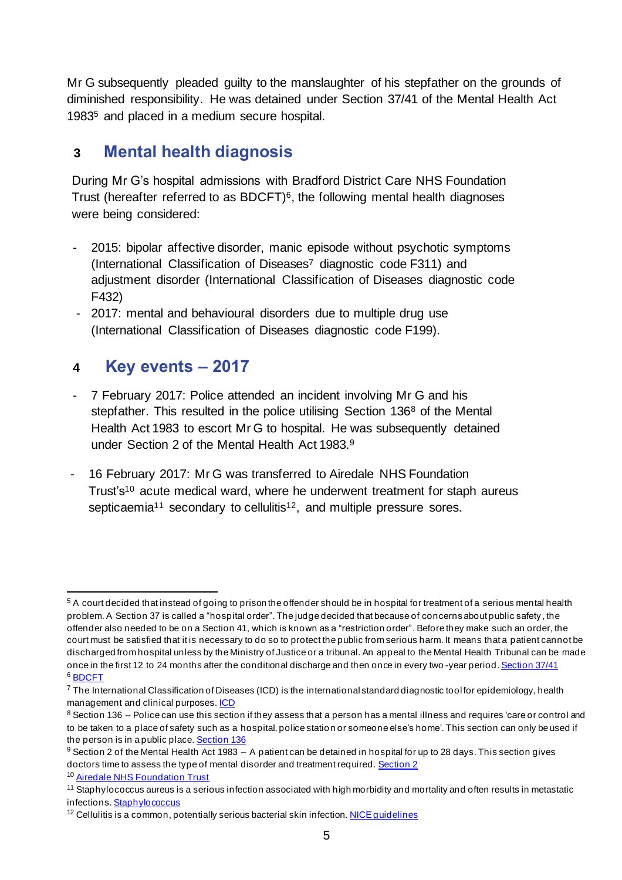Mr G subsequently pleaded guilty to the manslaughter of his stepfather on the grounds of diminished responsibility. He was detained under Section 37/41 of the Mental Health Act 1983[5] and placed in a medium secure hospital.

## 3 Mental health diagnosis

During Mr G's hospital admissions with Bradford District Care NHS Foundation Trust (hereafter referred to as BDCFT)[6], the following mental health diagnoses were being considered:

- 2015: bipolar affective disorder, manic episode without psychotic symptoms (International Classification of Diseases[7] diagnostic code F311) and adjustment disorder (International Classification of Diseases diagnostic code F432)
- 2017: mental and behavioural disorders due to multiple drug use (International Classification of Diseases diagnostic code F199).

## 4 Key events – 2017

- 7 February 2017: Police attended an incident involving Mr G and his stepfather. This resulted in the police utilising Section 136[8] of the Mental Health Act 1983 to escort Mr G to hospital. He was subsequently detained under Section 2 of the Mental Health Act 1983.[9]
- 16 February 2017: Mr G was transferred to Airedale NHS Foundation Trust's[10] acute medical ward, where he underwent treatment for staph aureus septicaemia[11] secondary to cellulitis[12], and multiple pressure sores.

---

[5] A court decided that instead of going to prison the offender should be in hospital for treatment of a serious mental health problem. A Section 37 is called a "hospital order". The judge decided that because of concerns about public safety, the offender also needed to be on a Section 41, which is known as a "restriction order". Before they make such an order, the court must be satisfied that it is necessary to do so to protect the public from serious harm. It means that a patient cannot be discharged from hospital unless by the Ministry of Justice or a tribunal. An appeal to the Mental Health Tribunal can be made once in the first 12 to 24 months after the conditional discharge and then once in every two-year period. Section 37/41

[6] BDCFT

[7] The International Classification of Diseases (ICD) is the international standard diagnostic tool for epidemiology, health management and clinical purposes. ICD

[8] Section 136 – Police can use this section if they assess that a person has a mental illness and requires 'care or control and to be taken to a place of safety such as a hospital, police station or someone else's home'. This section can only be used if the person is in a public place. Section 136

[9] Section 2 of the Mental Health Act 1983 – A patient can be detained in hospital for up to 28 days. This section gives doctors time to assess the type of mental disorder and treatment required. Section 2

[10] Airedale NHS Foundation Trust

[11] Staphylococcus aureus is a serious infection associated with high morbidity and mortality and often results in metastatic infections. Staphylococcus

[12] Cellulitis is a common, potentially serious bacterial skin infection. NICE guidelines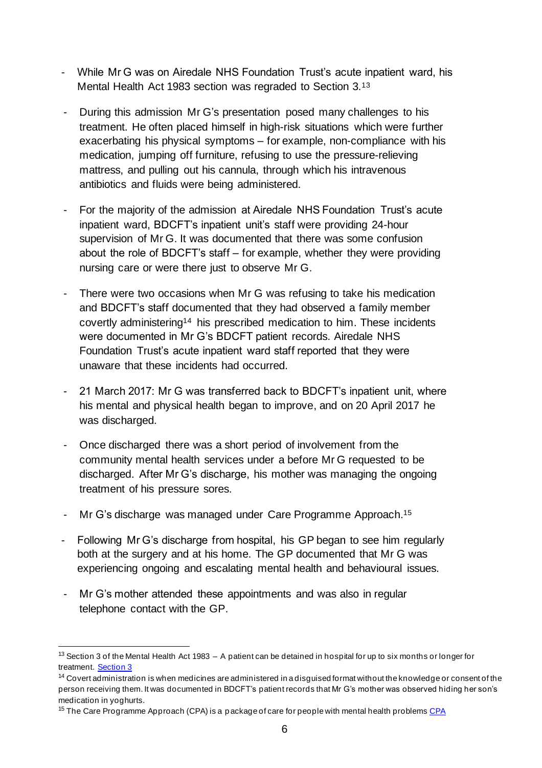- While Mr G was on Airedale NHS Foundation Trust's acute inpatient ward, his Mental Health Act 1983 section was regraded to Section 3.[13]

- During this admission Mr G's presentation posed many challenges to his treatment. He often placed himself in high-risk situations which were further exacerbating his physical symptoms – for example, non-compliance with his medication, jumping off furniture, refusing to use the pressure-relieving mattress, and pulling out his cannula, through which his intravenous antibiotics and fluids were being administered.

- For the majority of the admission at Airedale NHS Foundation Trust's acute inpatient ward, BDCFT's inpatient unit's staff were providing 24-hour supervision of Mr G. It was documented that there was some confusion about the role of BDCFT's staff – for example, whether they were providing nursing care or were there just to observe Mr G.

- There were two occasions when Mr G was refusing to take his medication and BDCFT's staff documented that they had observed a family member covertly administering[14] his prescribed medication to him. These incidents were documented in Mr G's BDCFT patient records. Airedale NHS Foundation Trust's acute inpatient ward staff reported that they were unaware that these incidents had occurred.

- 21 March 2017: Mr G was transferred back to BDCFT's inpatient unit, where his mental and physical health began to improve, and on 20 April 2017 he was discharged.

- Once discharged there was a short period of involvement from the community mental health services under a before Mr G requested to be discharged. After Mr G's discharge, his mother was managing the ongoing treatment of his pressure sores.

- Mr G's discharge was managed under Care Programme Approach.[15]

- Following Mr G's discharge from hospital, his GP began to see him regularly both at the surgery and at his home. The GP documented that Mr G was experiencing ongoing and escalating mental health and behavioural issues.

- Mr G's mother attended these appointments and was also in regular telephone contact with the GP.

---

[13] Section 3 of the Mental Health Act 1983 – A patient can be detained in hospital for up to six months or longer for treatment. Section 3

[14] Covert administration is when medicines are administered in a disguised format without the knowledge or consent of the person receiving them. It was documented in BDCFT's patient records that Mr G's mother was observed hiding her son's medication in yoghurts.

[15] The Care Programme Approach (CPA) is a package of care for people with mental health problems CPA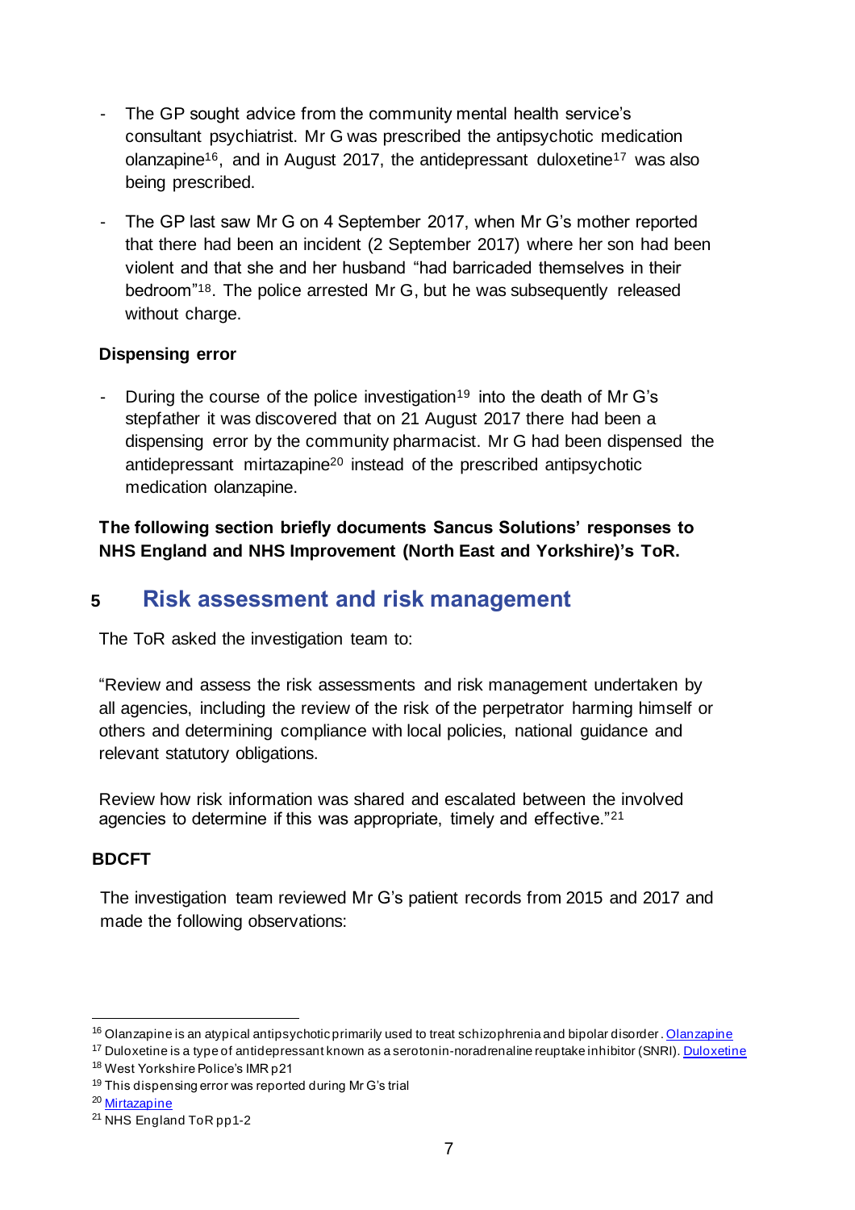- The GP sought advice from the community mental health service's consultant psychiatrist. Mr G was prescribed the antipsychotic medication olanzapine[16], and in August 2017, the antidepressant duloxetine[17] was also being prescribed.

- The GP last saw Mr G on 4 September 2017, when Mr G's mother reported that there had been an incident (2 September 2017) where her son had been violent and that she and her husband "had barricaded themselves in their bedroom"[18]. The police arrested Mr G, but he was subsequently released without charge.

### Dispensing error

- During the course of the police investigation[19] into the death of Mr G's stepfather it was discovered that on 21 August 2017 there had been a dispensing error by the community pharmacist. Mr G had been dispensed the antidepressant mirtazapine[20] instead of the prescribed antipsychotic medication olanzapine.

**The following section briefly documents Sancus Solutions' responses to NHS England and NHS Improvement (North East and Yorkshire)'s ToR.**

## 5 Risk assessment and risk management

The ToR asked the investigation team to:

"Review and assess the risk assessments and risk management undertaken by all agencies, including the review of the risk of the perpetrator harming himself or others and determining compliance with local policies, national guidance and relevant statutory obligations.

Review how risk information was shared and escalated between the involved agencies to determine if this was appropriate, timely and effective."[21]

### BDCFT

The investigation team reviewed Mr G's patient records from 2015 and 2017 and made the following observations:

---

[16] Olanzapine is an atypical antipsychotic primarily used to treat schizophrenia and bipolar disorder. [Olanzapine]

[17] Duloxetine is a type of antidepressant known as a serotonin-noradrenaline reuptake inhibitor (SNRI). [Duloxetine]

[18] West Yorkshire Police's IMR p21

[19] This dispensing error was reported during Mr G's trial

[20] [Mirtazapine]

[21] NHS England ToR pp1-2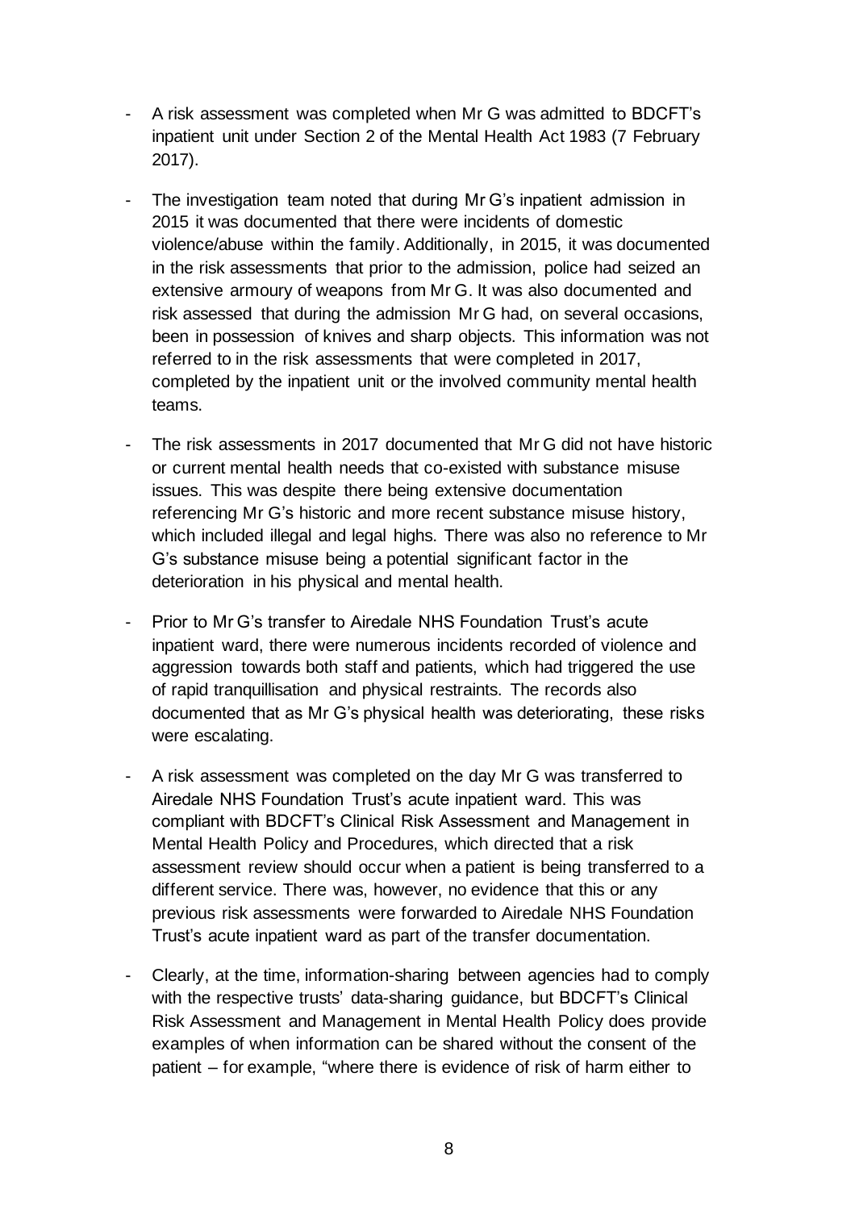- A risk assessment was completed when Mr G was admitted to BDCFT's inpatient unit under Section 2 of the Mental Health Act 1983 (7 February 2017).

- The investigation team noted that during Mr G's inpatient admission in 2015 it was documented that there were incidents of domestic violence/abuse within the family. Additionally, in 2015, it was documented in the risk assessments that prior to the admission, police had seized an extensive armoury of weapons from Mr G. It was also documented and risk assessed that during the admission Mr G had, on several occasions, been in possession of knives and sharp objects. This information was not referred to in the risk assessments that were completed in 2017, completed by the inpatient unit or the involved community mental health teams.

- The risk assessments in 2017 documented that Mr G did not have historic or current mental health needs that co-existed with substance misuse issues. This was despite there being extensive documentation referencing Mr G's historic and more recent substance misuse history, which included illegal and legal highs. There was also no reference to Mr G's substance misuse being a potential significant factor in the deterioration in his physical and mental health.

- Prior to Mr G's transfer to Airedale NHS Foundation Trust's acute inpatient ward, there were numerous incidents recorded of violence and aggression towards both staff and patients, which had triggered the use of rapid tranquillisation and physical restraints. The records also documented that as Mr G's physical health was deteriorating, these risks were escalating.

- A risk assessment was completed on the day Mr G was transferred to Airedale NHS Foundation Trust's acute inpatient ward. This was compliant with BDCFT's Clinical Risk Assessment and Management in Mental Health Policy and Procedures, which directed that a risk assessment review should occur when a patient is being transferred to a different service. There was, however, no evidence that this or any previous risk assessments were forwarded to Airedale NHS Foundation Trust's acute inpatient ward as part of the transfer documentation.

- Clearly, at the time, information-sharing between agencies had to comply with the respective trusts' data-sharing guidance, but BDCFT's Clinical Risk Assessment and Management in Mental Health Policy does provide examples of when information can be shared without the consent of the patient – for example, "where there is evidence of risk of harm either to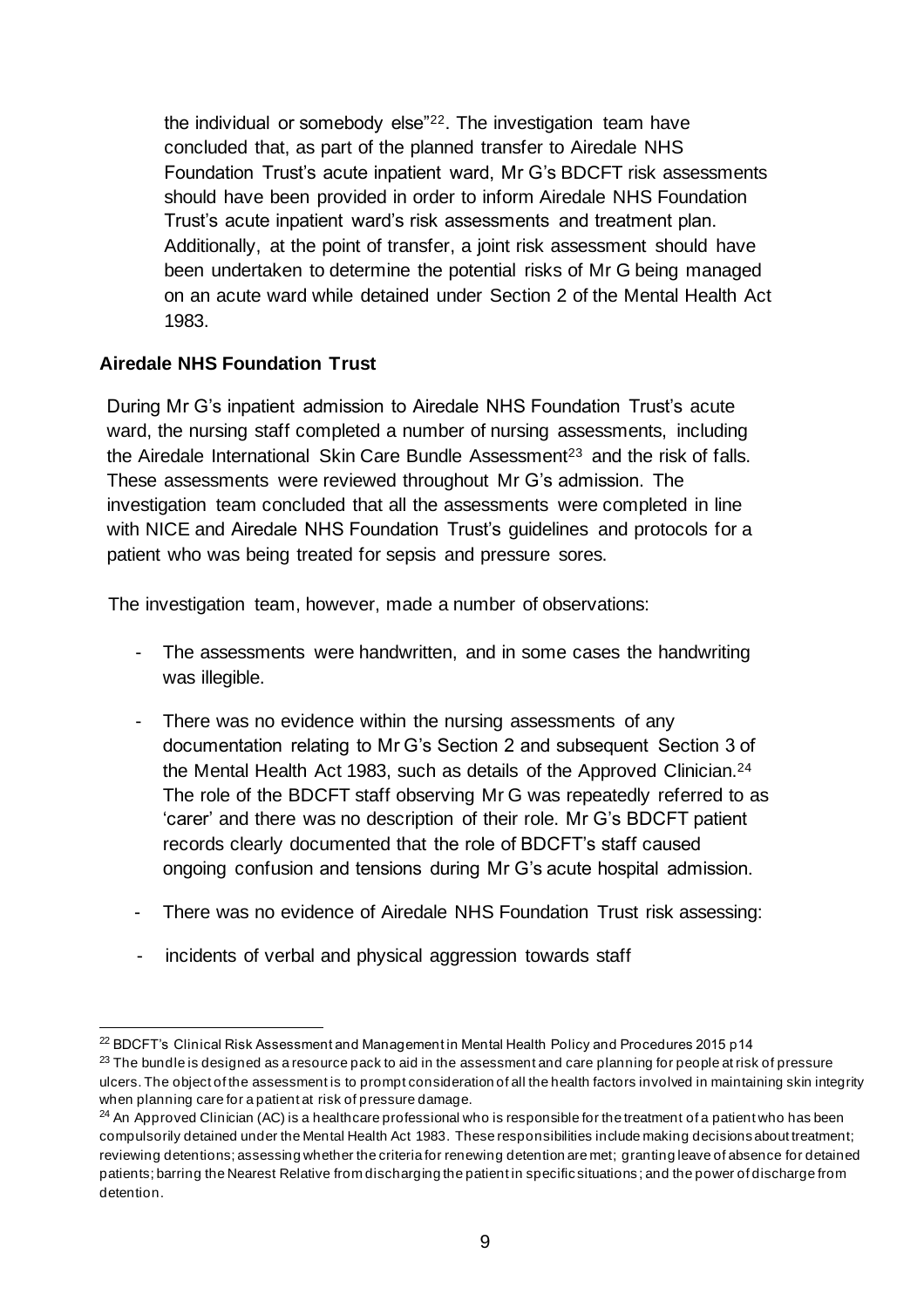the individual or somebody else"[22]. The investigation team have concluded that, as part of the planned transfer to Airedale NHS Foundation Trust's acute inpatient ward, Mr G's BDCFT risk assessments should have been provided in order to inform Airedale NHS Foundation Trust's acute inpatient ward's risk assessments and treatment plan. Additionally, at the point of transfer, a joint risk assessment should have been undertaken to determine the potential risks of Mr G being managed on an acute ward while detained under Section 2 of the Mental Health Act 1983.

**Airedale NHS Foundation Trust**

During Mr G's inpatient admission to Airedale NHS Foundation Trust's acute ward, the nursing staff completed a number of nursing assessments, including the Airedale International Skin Care Bundle Assessment[23] and the risk of falls. These assessments were reviewed throughout Mr G's admission. The investigation team concluded that all the assessments were completed in line with NICE and Airedale NHS Foundation Trust's guidelines and protocols for a patient who was being treated for sepsis and pressure sores.

The investigation team, however, made a number of observations:

- The assessments were handwritten, and in some cases the handwriting was illegible.
- There was no evidence within the nursing assessments of any documentation relating to Mr G's Section 2 and subsequent Section 3 of the Mental Health Act 1983, such as details of the Approved Clinician.[24] The role of the BDCFT staff observing Mr G was repeatedly referred to as 'carer' and there was no description of their role. Mr G's BDCFT patient records clearly documented that the role of BDCFT's staff caused ongoing confusion and tensions during Mr G's acute hospital admission.
- There was no evidence of Airedale NHS Foundation Trust risk assessing:
- incidents of verbal and physical aggression towards staff

---

[22] BDCFT's Clinical Risk Assessment and Management in Mental Health Policy and Procedures 2015 p14

[23] The bundle is designed as a resource pack to aid in the assessment and care planning for people at risk of pressure ulcers. The object of the assessment is to prompt consideration of all the health factors involved in maintaining skin integrity when planning care for a patient at risk of pressure damage.

[24] An Approved Clinician (AC) is a healthcare professional who is responsible for the treatment of a patient who has been compulsorily detained under the Mental Health Act 1983. These responsibilities include making decisions about treatment; reviewing detentions; assessing whether the criteria for renewing detention are met; granting leave of absence for detained patients; barring the Nearest Relative from discharging the patient in specific situations; and the power of discharge from detention.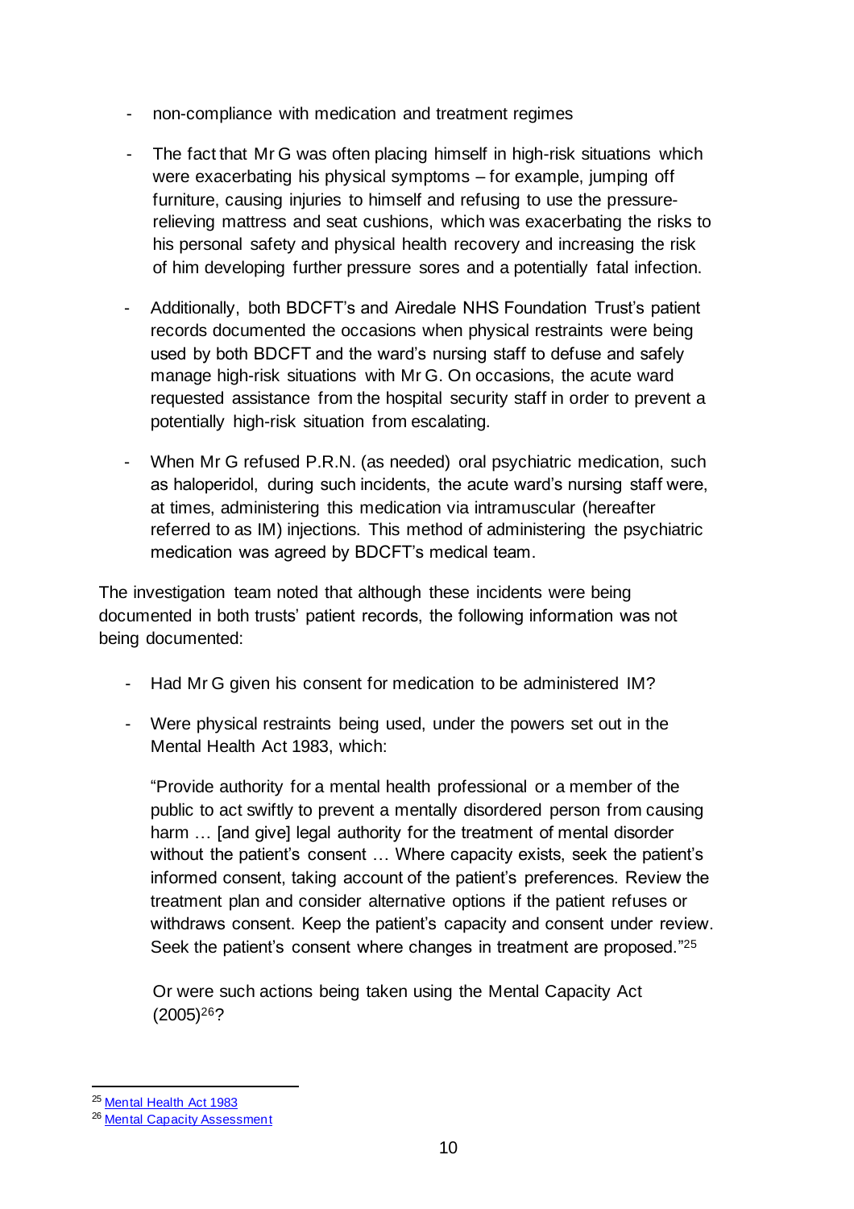- non-compliance with medication and treatment regimes

- The fact that Mr G was often placing himself in high-risk situations which were exacerbating his physical symptoms – for example, jumping off furniture, causing injuries to himself and refusing to use the pressure-relieving mattress and seat cushions, which was exacerbating the risks to his personal safety and physical health recovery and increasing the risk of him developing further pressure sores and a potentially fatal infection.

- Additionally, both BDCFT's and Airedale NHS Foundation Trust's patient records documented the occasions when physical restraints were being used by both BDCFT and the ward's nursing staff to defuse and safely manage high-risk situations with Mr G. On occasions, the acute ward requested assistance from the hospital security staff in order to prevent a potentially high-risk situation from escalating.

- When Mr G refused P.R.N. (as needed) oral psychiatric medication, such as haloperidol, during such incidents, the acute ward's nursing staff were, at times, administering this medication via intramuscular (hereafter referred to as IM) injections. This method of administering the psychiatric medication was agreed by BDCFT's medical team.

The investigation team noted that although these incidents were being documented in both trusts' patient records, the following information was not being documented:

- Had Mr G given his consent for medication to be administered IM?

- Were physical restraints being used, under the powers set out in the Mental Health Act 1983, which:

  "Provide authority for a mental health professional or a member of the public to act swiftly to prevent a mentally disordered person from causing harm … [and give] legal authority for the treatment of mental disorder without the patient's consent … Where capacity exists, seek the patient's informed consent, taking account of the patient's preferences. Review the treatment plan and consider alternative options if the patient refuses or withdraws consent. Keep the patient's capacity and consent under review. Seek the patient's consent where changes in treatment are proposed."[25]

  Or were such actions being taken using the Mental Capacity Act (2005)[26]?

---

[25] Mental Health Act 1983

[26] Mental Capacity Assessment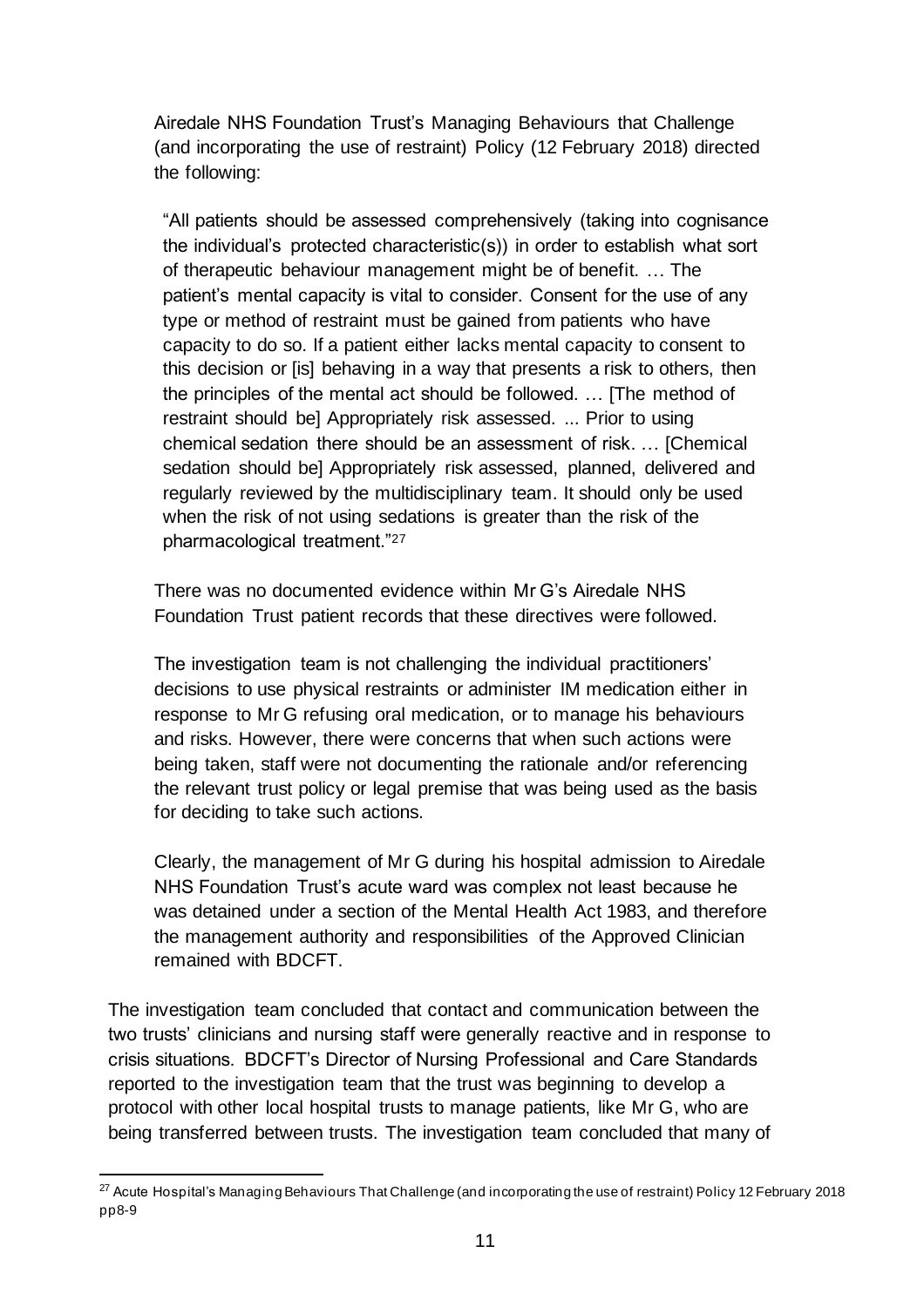Airedale NHS Foundation Trust's Managing Behaviours that Challenge (and incorporating the use of restraint) Policy (12 February 2018) directed the following:

> "All patients should be assessed comprehensively (taking into cognisance the individual's protected characteristic(s)) in order to establish what sort of therapeutic behaviour management might be of benefit. … The patient's mental capacity is vital to consider. Consent for the use of any type or method of restraint must be gained from patients who have capacity to do so. If a patient either lacks mental capacity to consent to this decision or [is] behaving in a way that presents a risk to others, then the principles of the mental act should be followed. … [The method of restraint should be] Appropriately risk assessed. ... Prior to using chemical sedation there should be an assessment of risk. … [Chemical sedation should be] Appropriately risk assessed, planned, delivered and regularly reviewed by the multidisciplinary team. It should only be used when the risk of not using sedations is greater than the risk of the pharmacological treatment."[27]

There was no documented evidence within Mr G's Airedale NHS Foundation Trust patient records that these directives were followed.

The investigation team is not challenging the individual practitioners' decisions to use physical restraints or administer IM medication either in response to Mr G refusing oral medication, or to manage his behaviours and risks. However, there were concerns that when such actions were being taken, staff were not documenting the rationale and/or referencing the relevant trust policy or legal premise that was being used as the basis for deciding to take such actions.

Clearly, the management of Mr G during his hospital admission to Airedale NHS Foundation Trust's acute ward was complex not least because he was detained under a section of the Mental Health Act 1983, and therefore the management authority and responsibilities of the Approved Clinician remained with BDCFT.

The investigation team concluded that contact and communication between the two trusts' clinicians and nursing staff were generally reactive and in response to crisis situations. BDCFT's Director of Nursing Professional and Care Standards reported to the investigation team that the trust was beginning to develop a protocol with other local hospital trusts to manage patients, like Mr G, who are being transferred between trusts. The investigation team concluded that many of

[27] Acute Hospital's Managing Behaviours That Challenge (and incorporating the use of restraint) Policy 12 February 2018 pp8-9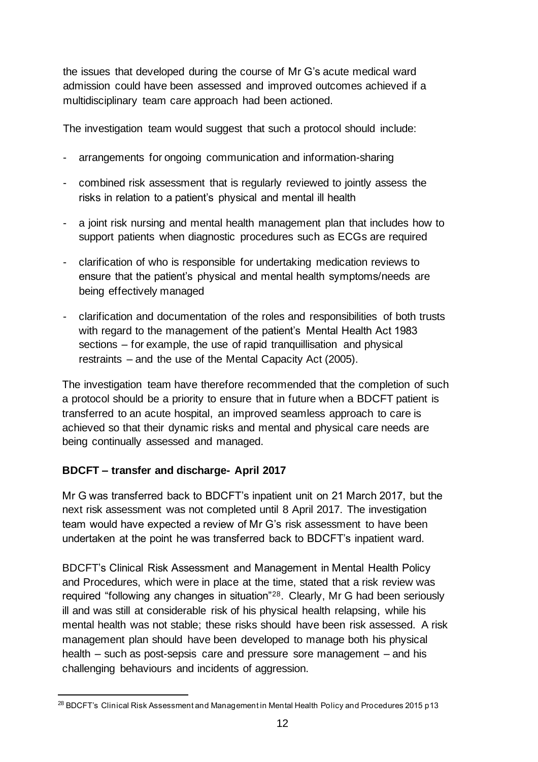the issues that developed during the course of Mr G's acute medical ward admission could have been assessed and improved outcomes achieved if a multidisciplinary team care approach had been actioned.

The investigation team would suggest that such a protocol should include:

- arrangements for ongoing communication and information-sharing
- combined risk assessment that is regularly reviewed to jointly assess the risks in relation to a patient's physical and mental ill health
- a joint risk nursing and mental health management plan that includes how to support patients when diagnostic procedures such as ECGs are required
- clarification of who is responsible for undertaking medication reviews to ensure that the patient's physical and mental health symptoms/needs are being effectively managed
- clarification and documentation of the roles and responsibilities of both trusts with regard to the management of the patient's Mental Health Act 1983 sections – for example, the use of rapid tranquillisation and physical restraints – and the use of the Mental Capacity Act (2005).

The investigation team have therefore recommended that the completion of such a protocol should be a priority to ensure that in future when a BDCFT patient is transferred to an acute hospital, an improved seamless approach to care is achieved so that their dynamic risks and mental and physical care needs are being continually assessed and managed.

**BDCFT – transfer and discharge- April 2017**

Mr G was transferred back to BDCFT's inpatient unit on 21 March 2017, but the next risk assessment was not completed until 8 April 2017. The investigation team would have expected a review of Mr G's risk assessment to have been undertaken at the point he was transferred back to BDCFT's inpatient ward.

BDCFT's Clinical Risk Assessment and Management in Mental Health Policy and Procedures, which were in place at the time, stated that a risk review was required "following any changes in situation"[28]. Clearly, Mr G had been seriously ill and was still at considerable risk of his physical health relapsing, while his mental health was not stable; these risks should have been risk assessed. A risk management plan should have been developed to manage both his physical health – such as post-sepsis care and pressure sore management – and his challenging behaviours and incidents of aggression.

[28] BDCFT's Clinical Risk Assessment and Management in Mental Health Policy and Procedures 2015 p13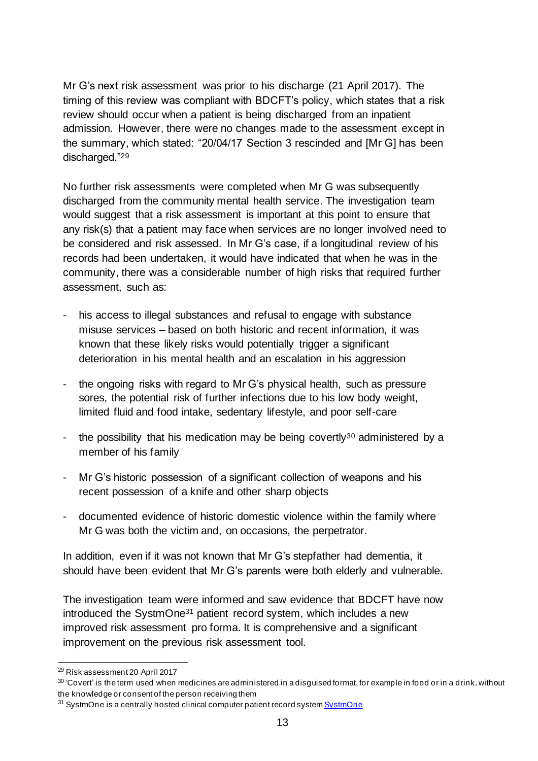Mr G's next risk assessment was prior to his discharge (21 April 2017). The timing of this review was compliant with BDCFT's policy, which states that a risk review should occur when a patient is being discharged from an inpatient admission. However, there were no changes made to the assessment except in the summary, which stated: "20/04/17 Section 3 rescinded and [Mr G] has been discharged."[29]

No further risk assessments were completed when Mr G was subsequently discharged from the community mental health service. The investigation team would suggest that a risk assessment is important at this point to ensure that any risk(s) that a patient may face when services are no longer involved need to be considered and risk assessed. In Mr G's case, if a longitudinal review of his records had been undertaken, it would have indicated that when he was in the community, there was a considerable number of high risks that required further assessment, such as:

- his access to illegal substances and refusal to engage with substance misuse services – based on both historic and recent information, it was known that these likely risks would potentially trigger a significant deterioration in his mental health and an escalation in his aggression
- the ongoing risks with regard to Mr G's physical health, such as pressure sores, the potential risk of further infections due to his low body weight, limited fluid and food intake, sedentary lifestyle, and poor self-care
- the possibility that his medication may be being covertly[30] administered by a member of his family
- Mr G's historic possession of a significant collection of weapons and his recent possession of a knife and other sharp objects
- documented evidence of historic domestic violence within the family where Mr G was both the victim and, on occasions, the perpetrator.

In addition, even if it was not known that Mr G's stepfather had dementia, it should have been evident that Mr G's parents were both elderly and vulnerable.

The investigation team were informed and saw evidence that BDCFT have now introduced the SystmOne[31] patient record system, which includes a new improved risk assessment pro forma. It is comprehensive and a significant improvement on the previous risk assessment tool.

---

[29] Risk assessment 20 April 2017

[30] 'Covert' is the term used when medicines are administered in a disguised format, for example in food or in a drink, without the knowledge or consent of the person receiving them

[31] SystmOne is a centrally hosted clinical computer patient record system SystmOne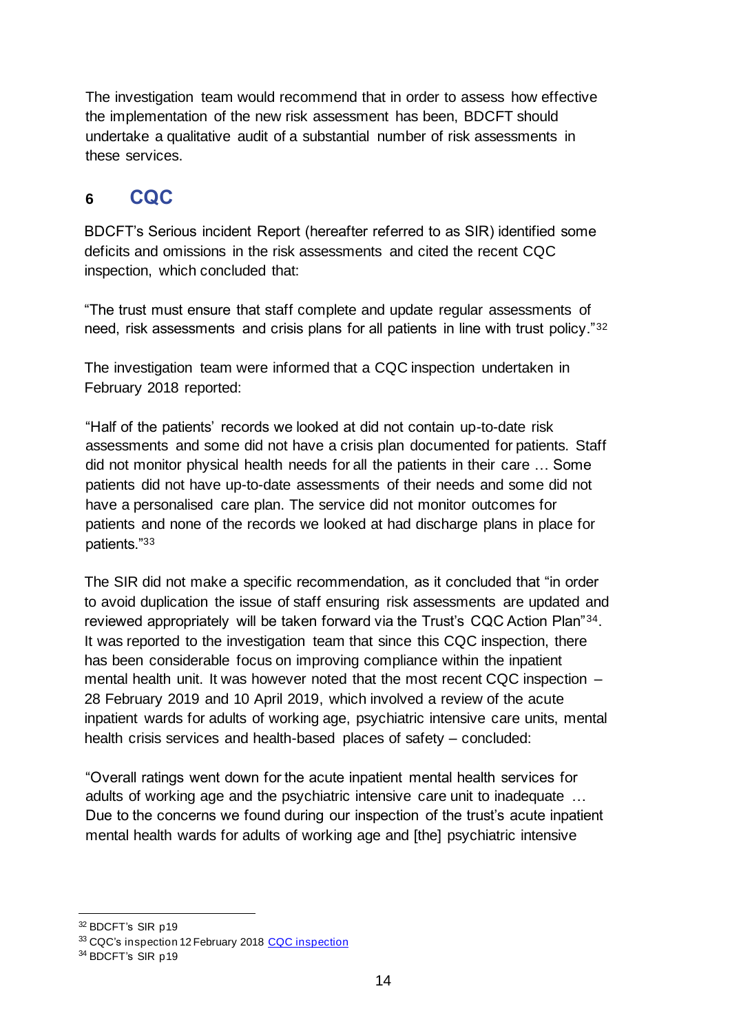The investigation team would recommend that in order to assess how effective the implementation of the new risk assessment has been, BDCFT should undertake a qualitative audit of a substantial number of risk assessments in these services.

## 6 CQC

BDCFT's Serious incident Report (hereafter referred to as SIR) identified some deficits and omissions in the risk assessments and cited the recent CQC inspection, which concluded that:

"The trust must ensure that staff complete and update regular assessments of need, risk assessments and crisis plans for all patients in line with trust policy."[32]

The investigation team were informed that a CQC inspection undertaken in February 2018 reported:

"Half of the patients' records we looked at did not contain up-to-date risk assessments and some did not have a crisis plan documented for patients. Staff did not monitor physical health needs for all the patients in their care … Some patients did not have up-to-date assessments of their needs and some did not have a personalised care plan. The service did not monitor outcomes for patients and none of the records we looked at had discharge plans in place for patients."[33]

The SIR did not make a specific recommendation, as it concluded that "in order to avoid duplication the issue of staff ensuring risk assessments are updated and reviewed appropriately will be taken forward via the Trust's CQC Action Plan"[34]. It was reported to the investigation team that since this CQC inspection, there has been considerable focus on improving compliance within the inpatient mental health unit. It was however noted that the most recent CQC inspection – 28 February 2019 and 10 April 2019, which involved a review of the acute inpatient wards for adults of working age, psychiatric intensive care units, mental health crisis services and health-based places of safety – concluded:

"Overall ratings went down for the acute inpatient mental health services for adults of working age and the psychiatric intensive care unit to inadequate … Due to the concerns we found during our inspection of the trust's acute inpatient mental health wards for adults of working age and [the] psychiatric intensive

---

[32] BDCFT's SIR p19

[33] CQC's inspection 12 February 2018 [CQC inspection]

[34] BDCFT's SIR p19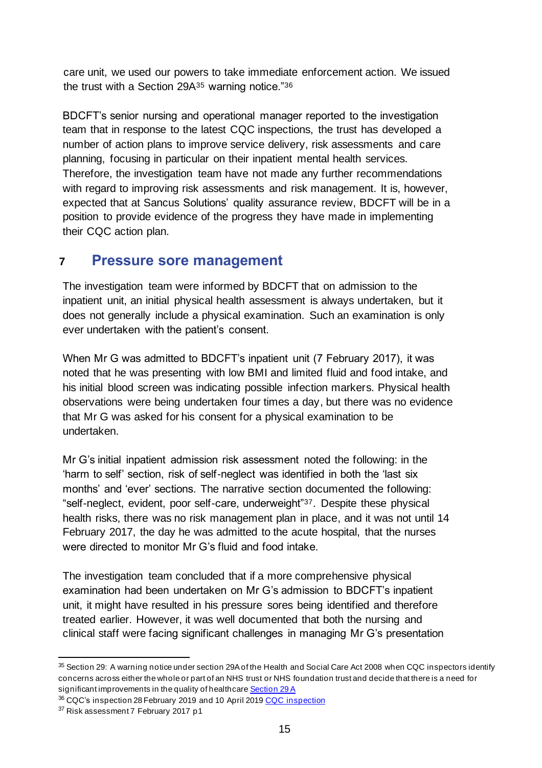care unit, we used our powers to take immediate enforcement action. We issued the trust with a Section 29A[35] warning notice."[36]

BDCFT's senior nursing and operational manager reported to the investigation team that in response to the latest CQC inspections, the trust has developed a number of action plans to improve service delivery, risk assessments and care planning, focusing in particular on their inpatient mental health services. Therefore, the investigation team have not made any further recommendations with regard to improving risk assessments and risk management. It is, however, expected that at Sancus Solutions' quality assurance review, BDCFT will be in a position to provide evidence of the progress they have made in implementing their CQC action plan.

## 7 Pressure sore management

The investigation team were informed by BDCFT that on admission to the inpatient unit, an initial physical health assessment is always undertaken, but it does not generally include a physical examination. Such an examination is only ever undertaken with the patient's consent.

When Mr G was admitted to BDCFT's inpatient unit (7 February 2017), it was noted that he was presenting with low BMI and limited fluid and food intake, and his initial blood screen was indicating possible infection markers. Physical health observations were being undertaken four times a day, but there was no evidence that Mr G was asked for his consent for a physical examination to be undertaken.

Mr G's initial inpatient admission risk assessment noted the following: in the 'harm to self' section, risk of self-neglect was identified in both the 'last six months' and 'ever' sections. The narrative section documented the following: "self-neglect, evident, poor self-care, underweight"[37]. Despite these physical health risks, there was no risk management plan in place, and it was not until 14 February 2017, the day he was admitted to the acute hospital, that the nurses were directed to monitor Mr G's fluid and food intake.

The investigation team concluded that if a more comprehensive physical examination had been undertaken on Mr G's admission to BDCFT's inpatient unit, it might have resulted in his pressure sores being identified and therefore treated earlier. However, it was well documented that both the nursing and clinical staff were facing significant challenges in managing Mr G's presentation

---

[35] Section 29: A warning notice under section 29A of the Health and Social Care Act 2008 when CQC inspectors identify concerns across either the whole or part of an NHS trust or NHS foundation trust and decide that there is a need for significant improvements in the quality of healthcare Section 29 A

[36] CQC's inspection 28 February 2019 and 10 April 2019 CQC inspection

[37] Risk assessment 7 February 2017 p1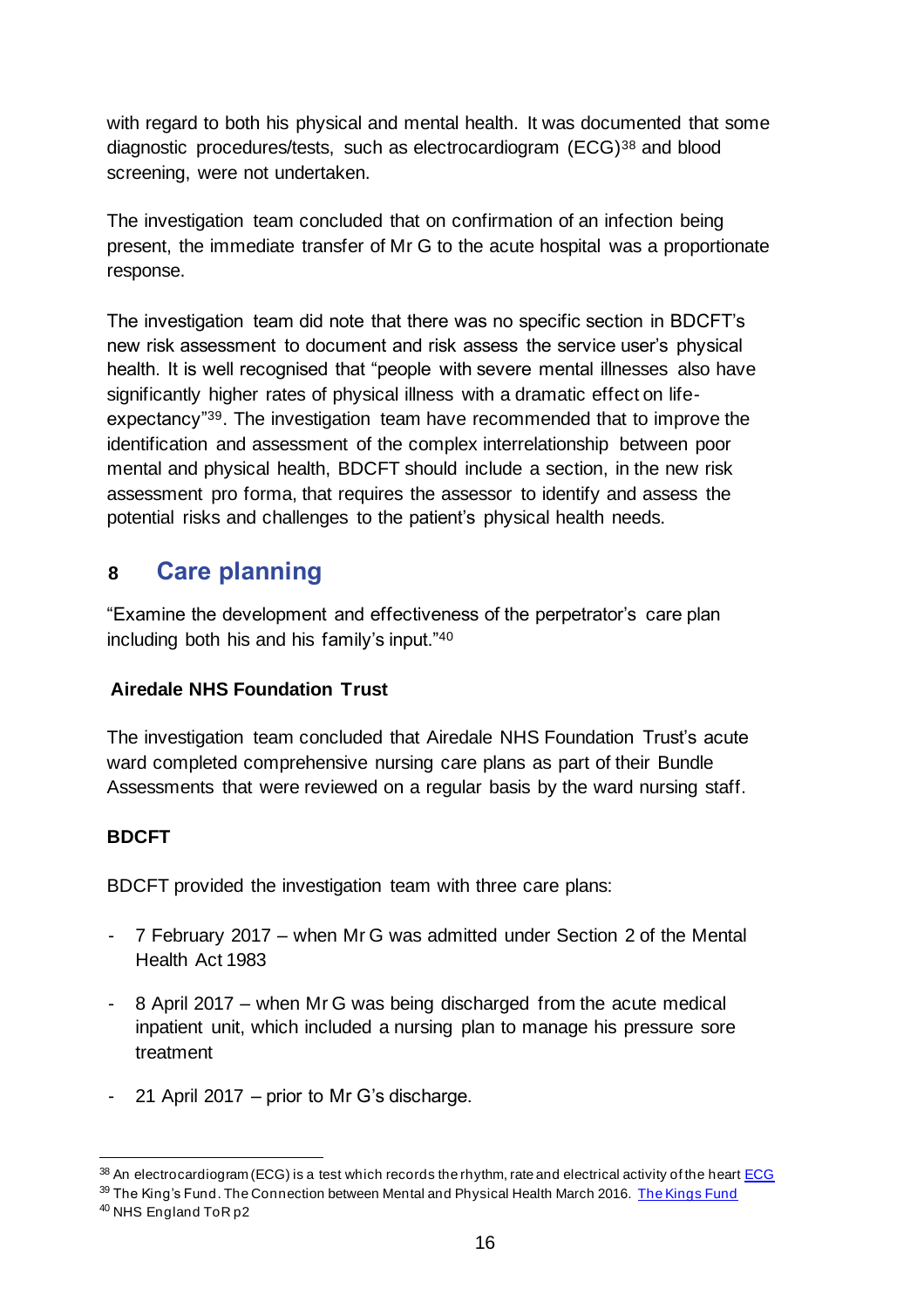with regard to both his physical and mental health. It was documented that some diagnostic procedures/tests, such as electrocardiogram (ECG)[38] and blood screening, were not undertaken.

The investigation team concluded that on confirmation of an infection being present, the immediate transfer of Mr G to the acute hospital was a proportionate response.

The investigation team did note that there was no specific section in BDCFT's new risk assessment to document and risk assess the service user's physical health. It is well recognised that "people with severe mental illnesses also have significantly higher rates of physical illness with a dramatic effect on life-expectancy"[39]. The investigation team have recommended that to improve the identification and assessment of the complex interrelationship between poor mental and physical health, BDCFT should include a section, in the new risk assessment pro forma, that requires the assessor to identify and assess the potential risks and challenges to the patient's physical health needs.

## 8 Care planning

"Examine the development and effectiveness of the perpetrator's care plan including both his and his family's input."[40]

**Airedale NHS Foundation Trust**

The investigation team concluded that Airedale NHS Foundation Trust's acute ward completed comprehensive nursing care plans as part of their Bundle Assessments that were reviewed on a regular basis by the ward nursing staff.

**BDCFT**

BDCFT provided the investigation team with three care plans:

- 7 February 2017 – when Mr G was admitted under Section 2 of the Mental Health Act 1983
- 8 April 2017 – when Mr G was being discharged from the acute medical inpatient unit, which included a nursing plan to manage his pressure sore treatment
- 21 April 2017 – prior to Mr G's discharge.

---

[38] An electrocardiogram (ECG) is a test which records the rhythm, rate and electrical activity of the heart ECG

[39] The King's Fund. The Connection between Mental and Physical Health March 2016. The Kings Fund

[40] NHS England ToR p2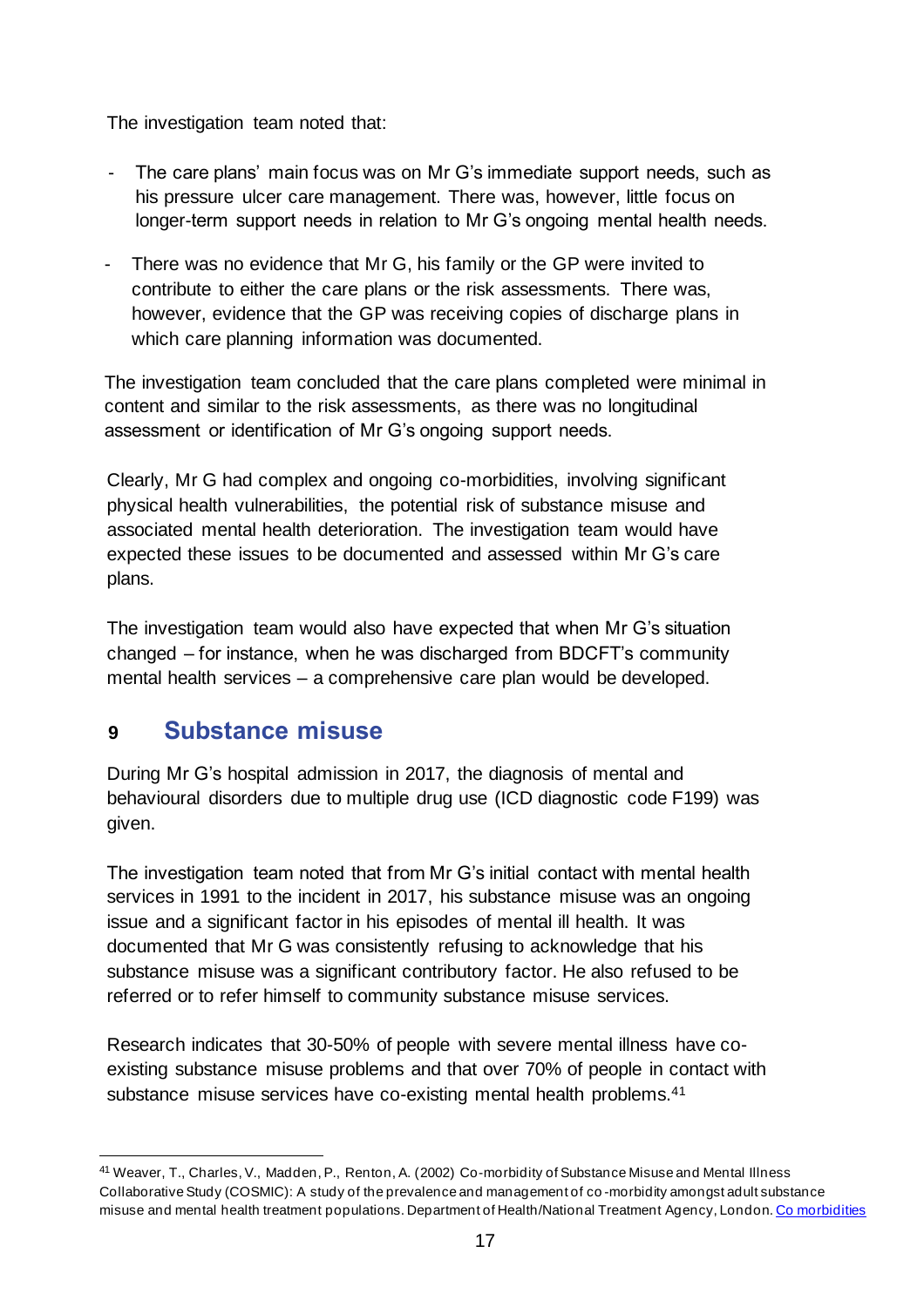The investigation team noted that:

- The care plans' main focus was on Mr G's immediate support needs, such as his pressure ulcer care management. There was, however, little focus on longer-term support needs in relation to Mr G's ongoing mental health needs.
- There was no evidence that Mr G, his family or the GP were invited to contribute to either the care plans or the risk assessments. There was, however, evidence that the GP was receiving copies of discharge plans in which care planning information was documented.

The investigation team concluded that the care plans completed were minimal in content and similar to the risk assessments, as there was no longitudinal assessment or identification of Mr G's ongoing support needs.

Clearly, Mr G had complex and ongoing co-morbidities, involving significant physical health vulnerabilities, the potential risk of substance misuse and associated mental health deterioration. The investigation team would have expected these issues to be documented and assessed within Mr G's care plans.

The investigation team would also have expected that when Mr G's situation changed – for instance, when he was discharged from BDCFT's community mental health services – a comprehensive care plan would be developed.

## 9 Substance misuse

During Mr G's hospital admission in 2017, the diagnosis of mental and behavioural disorders due to multiple drug use (ICD diagnostic code F199) was given.

The investigation team noted that from Mr G's initial contact with mental health services in 1991 to the incident in 2017, his substance misuse was an ongoing issue and a significant factor in his episodes of mental ill health. It was documented that Mr G was consistently refusing to acknowledge that his substance misuse was a significant contributory factor. He also refused to be referred or to refer himself to community substance misuse services.

Research indicates that 30-50% of people with severe mental illness have co-existing substance misuse problems and that over 70% of people in contact with substance misuse services have co-existing mental health problems.[41]

---

[41] Weaver, T., Charles, V., Madden, P., Renton, A. (2002) Co-morbidity of Substance Misuse and Mental Illness Collaborative Study (COSMIC): A study of the prevalence and management of co-morbidity amongst adult substance misuse and mental health treatment populations. Department of Health/National Treatment Agency, London. Co morbidities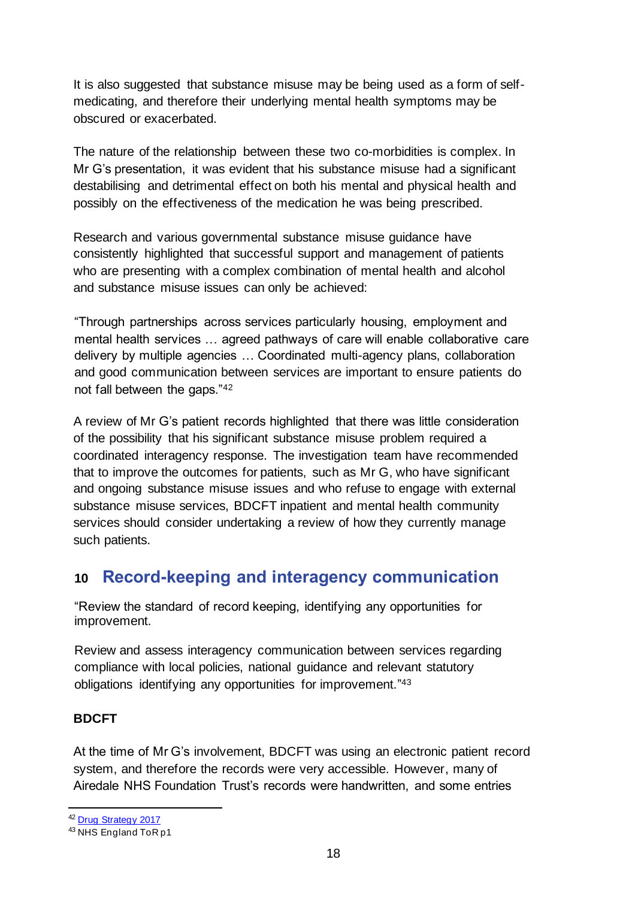It is also suggested that substance misuse may be being used as a form of self-medicating, and therefore their underlying mental health symptoms may be obscured or exacerbated.

The nature of the relationship between these two co-morbidities is complex. In Mr G's presentation, it was evident that his substance misuse had a significant destabilising and detrimental effect on both his mental and physical health and possibly on the effectiveness of the medication he was being prescribed.

Research and various governmental substance misuse guidance have consistently highlighted that successful support and management of patients who are presenting with a complex combination of mental health and alcohol and substance misuse issues can only be achieved:

"Through partnerships across services particularly housing, employment and mental health services … agreed pathways of care will enable collaborative care delivery by multiple agencies … Coordinated multi-agency plans, collaboration and good communication between services are important to ensure patients do not fall between the gaps."[42]

A review of Mr G's patient records highlighted that there was little consideration of the possibility that his significant substance misuse problem required a coordinated interagency response. The investigation team have recommended that to improve the outcomes for patients, such as Mr G, who have significant and ongoing substance misuse issues and who refuse to engage with external substance misuse services, BDCFT inpatient and mental health community services should consider undertaking a review of how they currently manage such patients.

## 10 Record-keeping and interagency communication

"Review the standard of record keeping, identifying any opportunities for improvement.

Review and assess interagency communication between services regarding compliance with local policies, national guidance and relevant statutory obligations identifying any opportunities for improvement."[43]

### BDCFT

At the time of Mr G's involvement, BDCFT was using an electronic patient record system, and therefore the records were very accessible. However, many of Airedale NHS Foundation Trust's records were handwritten, and some entries

---

[42] [Drug Strategy 2017]

[43] NHS England ToR p1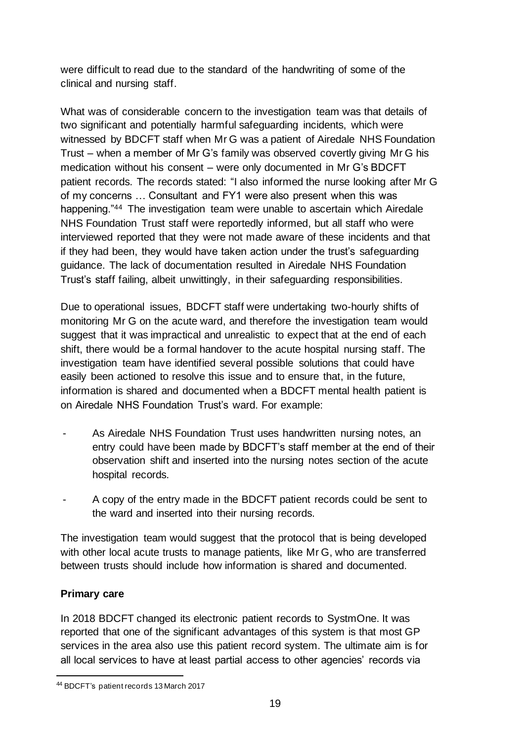were difficult to read due to the standard of the handwriting of some of the clinical and nursing staff.

What was of considerable concern to the investigation team was that details of two significant and potentially harmful safeguarding incidents, which were witnessed by BDCFT staff when Mr G was a patient of Airedale NHS Foundation Trust – when a member of Mr G's family was observed covertly giving Mr G his medication without his consent – were only documented in Mr G's BDCFT patient records. The records stated: "I also informed the nurse looking after Mr G of my concerns … Consultant and FY1 were also present when this was happening."[44] The investigation team were unable to ascertain which Airedale NHS Foundation Trust staff were reportedly informed, but all staff who were interviewed reported that they were not made aware of these incidents and that if they had been, they would have taken action under the trust's safeguarding guidance. The lack of documentation resulted in Airedale NHS Foundation Trust's staff failing, albeit unwittingly, in their safeguarding responsibilities.

Due to operational issues, BDCFT staff were undertaking two-hourly shifts of monitoring Mr G on the acute ward, and therefore the investigation team would suggest that it was impractical and unrealistic to expect that at the end of each shift, there would be a formal handover to the acute hospital nursing staff. The investigation team have identified several possible solutions that could have easily been actioned to resolve this issue and to ensure that, in the future, information is shared and documented when a BDCFT mental health patient is on Airedale NHS Foundation Trust's ward. For example:

- As Airedale NHS Foundation Trust uses handwritten nursing notes, an entry could have been made by BDCFT's staff member at the end of their observation shift and inserted into the nursing notes section of the acute hospital records.
- A copy of the entry made in the BDCFT patient records could be sent to the ward and inserted into their nursing records.

The investigation team would suggest that the protocol that is being developed with other local acute trusts to manage patients, like Mr G, who are transferred between trusts should include how information is shared and documented.

**Primary care**

In 2018 BDCFT changed its electronic patient records to SystmOne. It was reported that one of the significant advantages of this system is that most GP services in the area also use this patient record system. The ultimate aim is for all local services to have at least partial access to other agencies' records via

[44] BDCFT's patient records 13 March 2017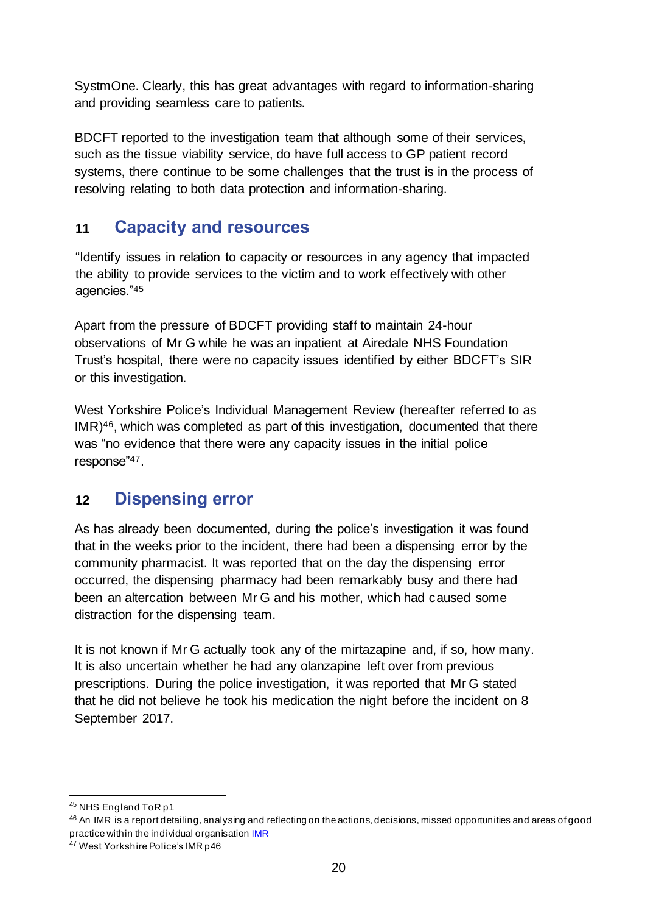SystmOne. Clearly, this has great advantages with regard to information-sharing and providing seamless care to patients.

BDCFT reported to the investigation team that although some of their services, such as the tissue viability service, do have full access to GP patient record systems, there continue to be some challenges that the trust is in the process of resolving relating to both data protection and information-sharing.

## 11 Capacity and resources

"Identify issues in relation to capacity or resources in any agency that impacted the ability to provide services to the victim and to work effectively with other agencies."[45]

Apart from the pressure of BDCFT providing staff to maintain 24-hour observations of Mr G while he was an inpatient at Airedale NHS Foundation Trust's hospital, there were no capacity issues identified by either BDCFT's SIR or this investigation.

West Yorkshire Police's Individual Management Review (hereafter referred to as IMR)[46], which was completed as part of this investigation, documented that there was "no evidence that there were any capacity issues in the initial police response"[47].

## 12 Dispensing error

As has already been documented, during the police's investigation it was found that in the weeks prior to the incident, there had been a dispensing error by the community pharmacist. It was reported that on the day the dispensing error occurred, the dispensing pharmacy had been remarkably busy and there had been an altercation between Mr G and his mother, which had caused some distraction for the dispensing team.

It is not known if Mr G actually took any of the mirtazapine and, if so, how many. It is also uncertain whether he had any olanzapine left over from previous prescriptions. During the police investigation, it was reported that Mr G stated that he did not believe he took his medication the night before the incident on 8 September 2017.

---

[45] NHS England ToR p1

[46] An IMR is a report detailing, analysing and reflecting on the actions, decisions, missed opportunities and areas of good practice within the individual organisation IMR

[47] West Yorkshire Police's IMR p46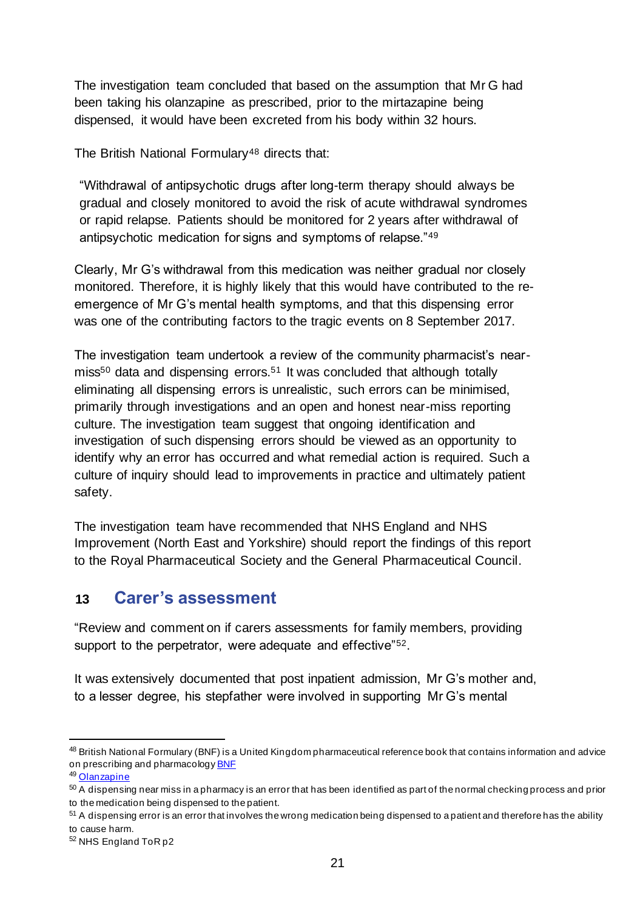The investigation team concluded that based on the assumption that Mr G had been taking his olanzapine as prescribed, prior to the mirtazapine being dispensed, it would have been excreted from his body within 32 hours.

The British National Formulary[48] directs that:

> "Withdrawal of antipsychotic drugs after long-term therapy should always be gradual and closely monitored to avoid the risk of acute withdrawal syndromes or rapid relapse. Patients should be monitored for 2 years after withdrawal of antipsychotic medication for signs and symptoms of relapse."[49]

Clearly, Mr G's withdrawal from this medication was neither gradual nor closely monitored. Therefore, it is highly likely that this would have contributed to the re-emergence of Mr G's mental health symptoms, and that this dispensing error was one of the contributing factors to the tragic events on 8 September 2017.

The investigation team undertook a review of the community pharmacist's near-miss[50] data and dispensing errors.[51] It was concluded that although totally eliminating all dispensing errors is unrealistic, such errors can be minimised, primarily through investigations and an open and honest near-miss reporting culture. The investigation team suggest that ongoing identification and investigation of such dispensing errors should be viewed as an opportunity to identify why an error has occurred and what remedial action is required. Such a culture of inquiry should lead to improvements in practice and ultimately patient safety.

The investigation team have recommended that NHS England and NHS Improvement (North East and Yorkshire) should report the findings of this report to the Royal Pharmaceutical Society and the General Pharmaceutical Council.

## 13 Carer's assessment

"Review and comment on if carers assessments for family members, providing support to the perpetrator, were adequate and effective"[52].

It was extensively documented that post inpatient admission, Mr G's mother and, to a lesser degree, his stepfather were involved in supporting Mr G's mental

---

[48] British National Formulary (BNF) is a United Kingdom pharmaceutical reference book that contains information and advice on prescribing and pharmacology BNF

[49] Olanzapine

[50] A dispensing near miss in a pharmacy is an error that has been identified as part of the normal checking process and prior to the medication being dispensed to the patient.

[51] A dispensing error is an error that involves the wrong medication being dispensed to a patient and therefore has the ability to cause harm.

[52] NHS England ToR p2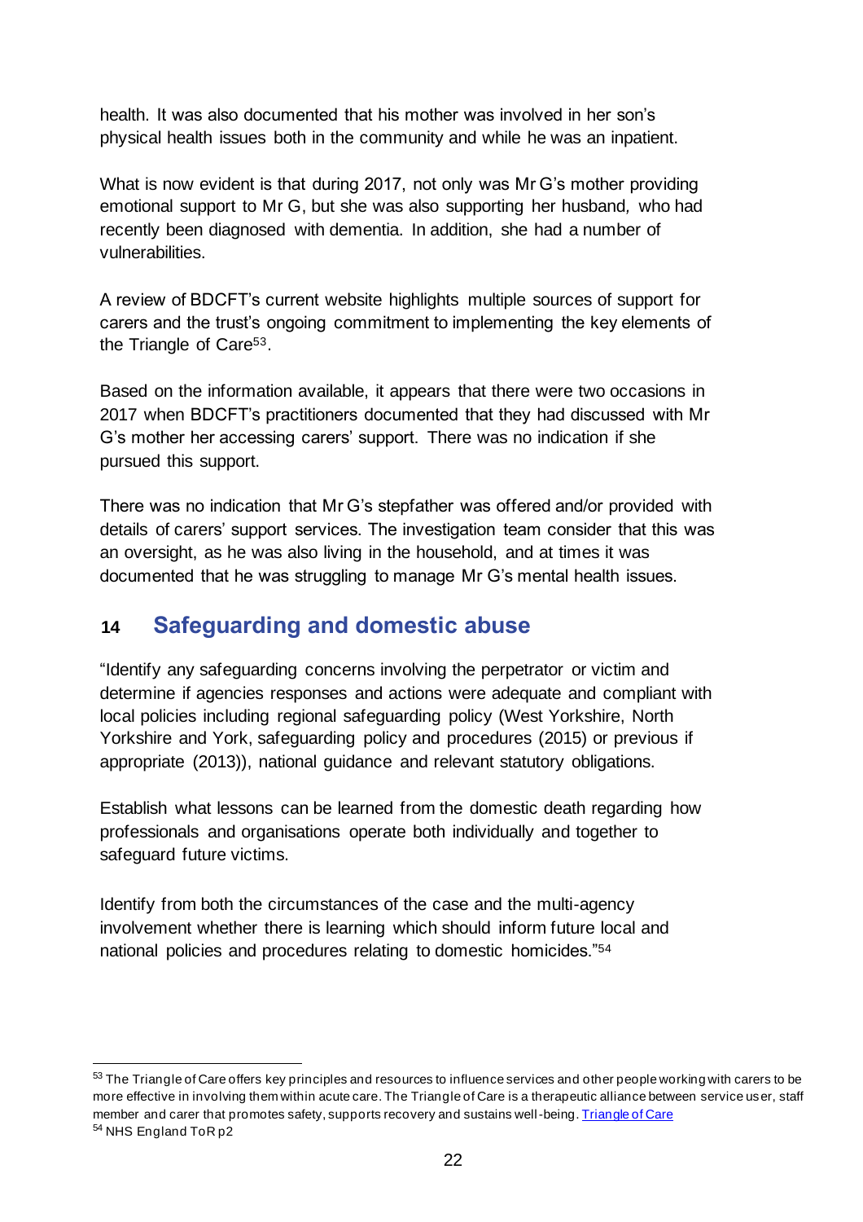health. It was also documented that his mother was involved in her son's physical health issues both in the community and while he was an inpatient.

What is now evident is that during 2017, not only was Mr G's mother providing emotional support to Mr G, but she was also supporting her husband, who had recently been diagnosed with dementia. In addition, she had a number of vulnerabilities.

A review of BDCFT's current website highlights multiple sources of support for carers and the trust's ongoing commitment to implementing the key elements of the Triangle of Care[53].

Based on the information available, it appears that there were two occasions in 2017 when BDCFT's practitioners documented that they had discussed with Mr G's mother her accessing carers' support. There was no indication if she pursued this support.

There was no indication that Mr G's stepfather was offered and/or provided with details of carers' support services. The investigation team consider that this was an oversight, as he was also living in the household, and at times it was documented that he was struggling to manage Mr G's mental health issues.

## 14 Safeguarding and domestic abuse

"Identify any safeguarding concerns involving the perpetrator or victim and determine if agencies responses and actions were adequate and compliant with local policies including regional safeguarding policy (West Yorkshire, North Yorkshire and York, safeguarding policy and procedures (2015) or previous if appropriate (2013)), national guidance and relevant statutory obligations.

Establish what lessons can be learned from the domestic death regarding how professionals and organisations operate both individually and together to safeguard future victims.

Identify from both the circumstances of the case and the multi-agency involvement whether there is learning which should inform future local and national policies and procedures relating to domestic homicides."[54]

---

[53] The Triangle of Care offers key principles and resources to influence services and other people working with carers to be more effective in involving them within acute care. The Triangle of Care is a therapeutic alliance between service user, staff member and carer that promotes safety, supports recovery and sustains well-being. Triangle of Care

[54] NHS England ToR p2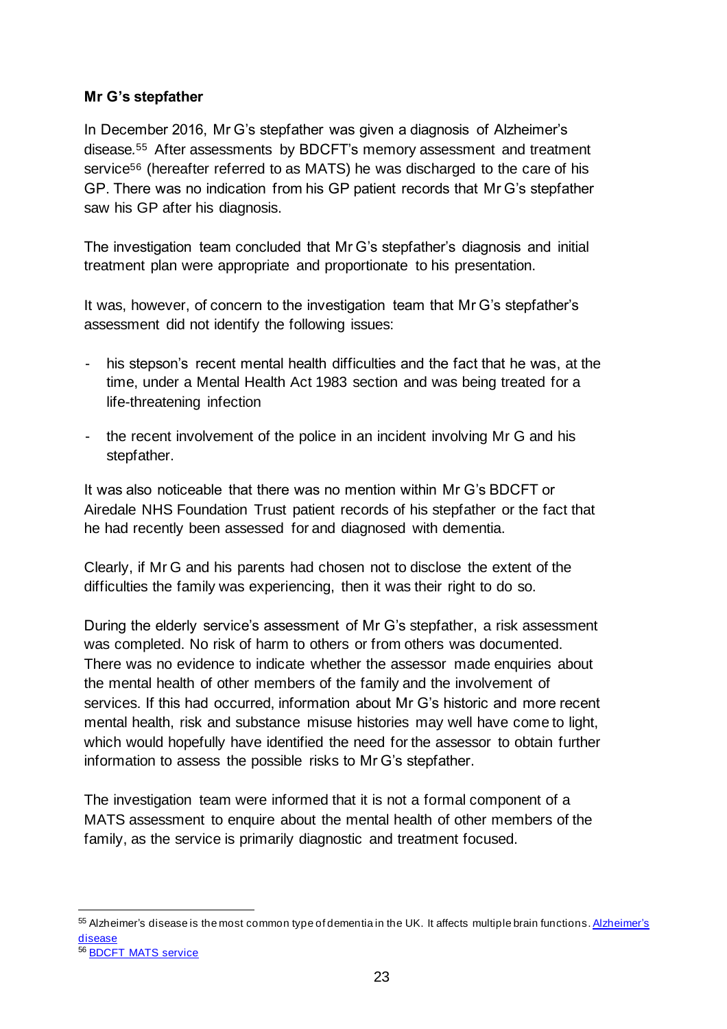**Mr G's stepfather**

In December 2016, Mr G's stepfather was given a diagnosis of Alzheimer's disease.[55] After assessments by BDCFT's memory assessment and treatment service[56] (hereafter referred to as MATS) he was discharged to the care of his GP. There was no indication from his GP patient records that Mr G's stepfather saw his GP after his diagnosis.

The investigation team concluded that Mr G's stepfather's diagnosis and initial treatment plan were appropriate and proportionate to his presentation.

It was, however, of concern to the investigation team that Mr G's stepfather's assessment did not identify the following issues:

- his stepson's recent mental health difficulties and the fact that he was, at the time, under a Mental Health Act 1983 section and was being treated for a life-threatening infection
- the recent involvement of the police in an incident involving Mr G and his stepfather.

It was also noticeable that there was no mention within Mr G's BDCFT or Airedale NHS Foundation Trust patient records of his stepfather or the fact that he had recently been assessed for and diagnosed with dementia.

Clearly, if Mr G and his parents had chosen not to disclose the extent of the difficulties the family was experiencing, then it was their right to do so.

During the elderly service's assessment of Mr G's stepfather, a risk assessment was completed. No risk of harm to others or from others was documented. There was no evidence to indicate whether the assessor made enquiries about the mental health of other members of the family and the involvement of services. If this had occurred, information about Mr G's historic and more recent mental health, risk and substance misuse histories may well have come to light, which would hopefully have identified the need for the assessor to obtain further information to assess the possible risks to Mr G's stepfather.

The investigation team were informed that it is not a formal component of a MATS assessment to enquire about the mental health of other members of the family, as the service is primarily diagnostic and treatment focused.

---

[55] Alzheimer's disease is the most common type of dementia in the UK. It affects multiple brain functions. Alzheimer's disease

[56] BDCFT MATS service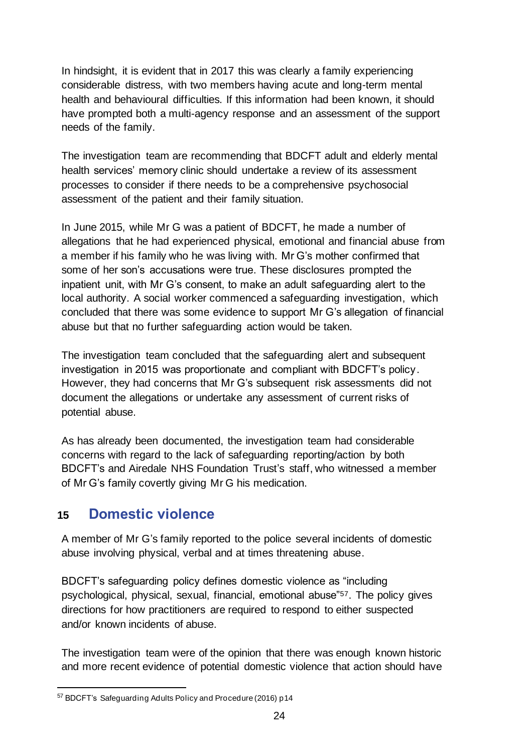In hindsight, it is evident that in 2017 this was clearly a family experiencing considerable distress, with two members having acute and long-term mental health and behavioural difficulties. If this information had been known, it should have prompted both a multi-agency response and an assessment of the support needs of the family.

The investigation team are recommending that BDCFT adult and elderly mental health services' memory clinic should undertake a review of its assessment processes to consider if there needs to be a comprehensive psychosocial assessment of the patient and their family situation.

In June 2015, while Mr G was a patient of BDCFT, he made a number of allegations that he had experienced physical, emotional and financial abuse from a member if his family who he was living with. Mr G's mother confirmed that some of her son's accusations were true. These disclosures prompted the inpatient unit, with Mr G's consent, to make an adult safeguarding alert to the local authority. A social worker commenced a safeguarding investigation, which concluded that there was some evidence to support Mr G's allegation of financial abuse but that no further safeguarding action would be taken.

The investigation team concluded that the safeguarding alert and subsequent investigation in 2015 was proportionate and compliant with BDCFT's policy. However, they had concerns that Mr G's subsequent risk assessments did not document the allegations or undertake any assessment of current risks of potential abuse.

As has already been documented, the investigation team had considerable concerns with regard to the lack of safeguarding reporting/action by both BDCFT's and Airedale NHS Foundation Trust's staff, who witnessed a member of Mr G's family covertly giving Mr G his medication.

## 15 Domestic violence

A member of Mr G's family reported to the police several incidents of domestic abuse involving physical, verbal and at times threatening abuse.

BDCFT's safeguarding policy defines domestic violence as "including psychological, physical, sexual, financial, emotional abuse"[57]. The policy gives directions for how practitioners are required to respond to either suspected and/or known incidents of abuse.

The investigation team were of the opinion that there was enough known historic and more recent evidence of potential domestic violence that action should have

[57] BDCFT's Safeguarding Adults Policy and Procedure (2016) p14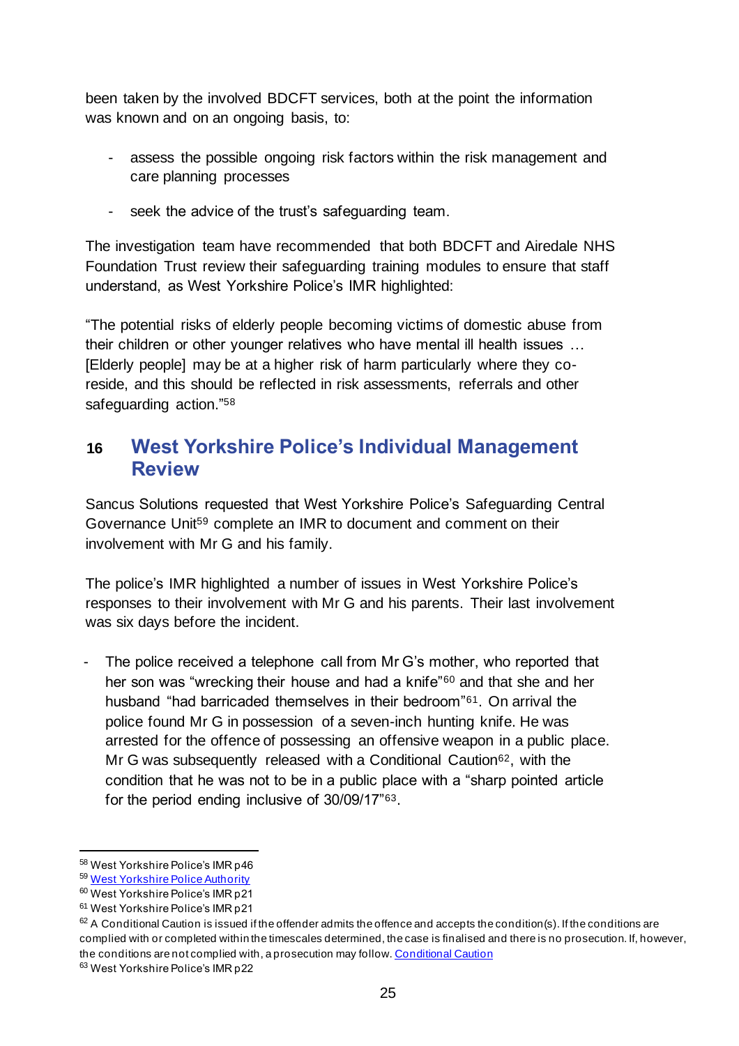been taken by the involved BDCFT services, both at the point the information was known and on an ongoing basis, to:

- assess the possible ongoing risk factors within the risk management and care planning processes
- seek the advice of the trust's safeguarding team.

The investigation team have recommended that both BDCFT and Airedale NHS Foundation Trust review their safeguarding training modules to ensure that staff understand, as West Yorkshire Police's IMR highlighted:

"The potential risks of elderly people becoming victims of domestic abuse from their children or other younger relatives who have mental ill health issues … [Elderly people] may be at a higher risk of harm particularly where they co-reside, and this should be reflected in risk assessments, referrals and other safeguarding action."[58]

## 16 West Yorkshire Police's Individual Management Review

Sancus Solutions requested that West Yorkshire Police's Safeguarding Central Governance Unit[59] complete an IMR to document and comment on their involvement with Mr G and his family.

The police's IMR highlighted a number of issues in West Yorkshire Police's responses to their involvement with Mr G and his parents. Their last involvement was six days before the incident.

- The police received a telephone call from Mr G's mother, who reported that her son was "wrecking their house and had a knife"[60] and that she and her husband "had barricaded themselves in their bedroom"[61]. On arrival the police found Mr G in possession of a seven-inch hunting knife. He was arrested for the offence of possessing an offensive weapon in a public place. Mr G was subsequently released with a Conditional Caution[62], with the condition that he was not to be in a public place with a "sharp pointed article for the period ending inclusive of 30/09/17"[63].

---

[58] West Yorkshire Police's IMR p46

[59] West Yorkshire Police Authority

[60] West Yorkshire Police's IMR p21

[61] West Yorkshire Police's IMR p21

[62] A Conditional Caution is issued if the offender admits the offence and accepts the condition(s). If the conditions are complied with or completed within the timescales determined, the case is finalised and there is no prosecution. If, however, the conditions are not complied with, a prosecution may follow. Conditional Caution

[63] West Yorkshire Police's IMR p22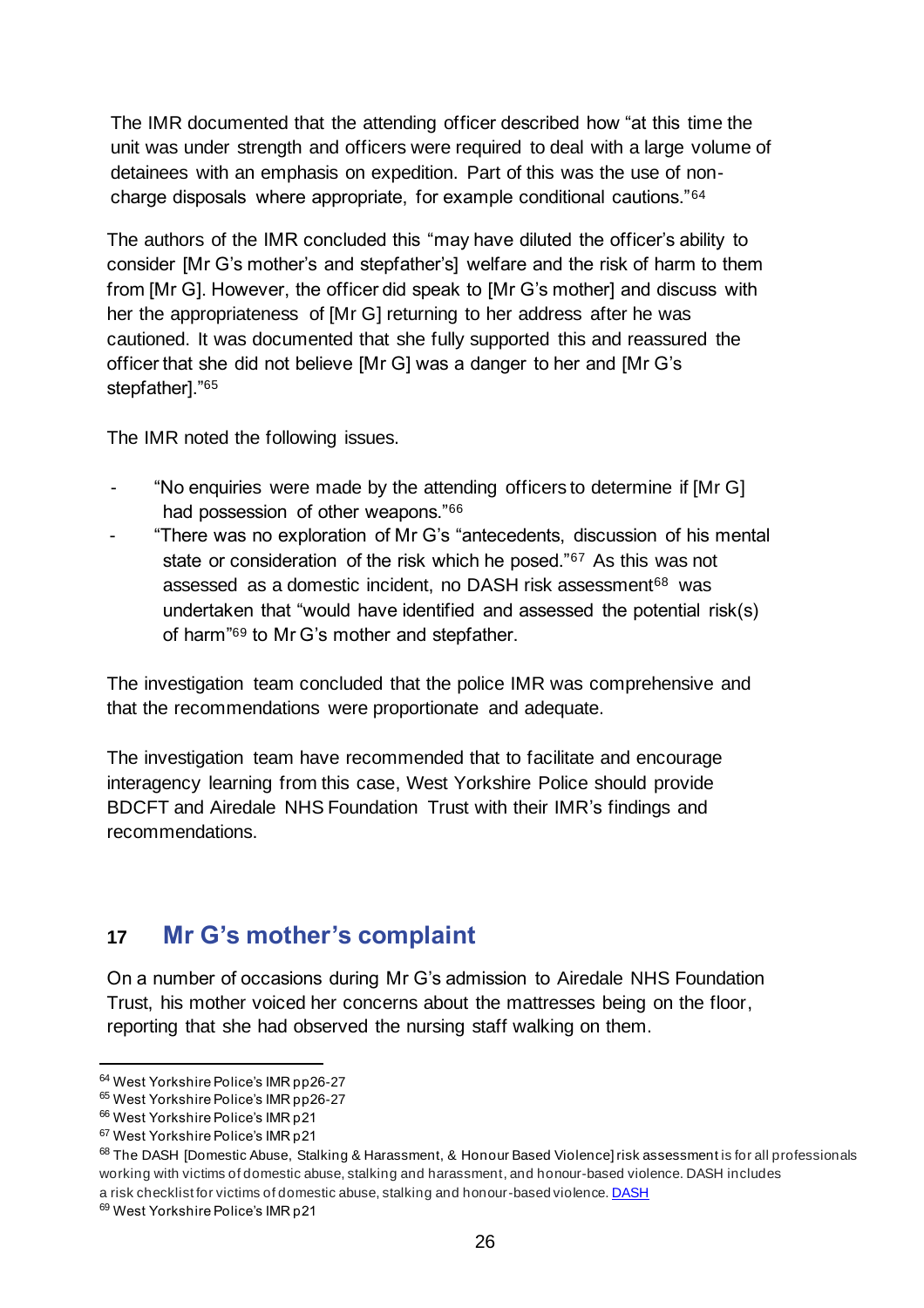The IMR documented that the attending officer described how "at this time the unit was under strength and officers were required to deal with a large volume of detainees with an emphasis on expedition. Part of this was the use of non-charge disposals where appropriate, for example conditional cautions."[64]

The authors of the IMR concluded this "may have diluted the officer's ability to consider [Mr G's mother's and stepfather's] welfare and the risk of harm to them from [Mr G]. However, the officer did speak to [Mr G's mother] and discuss with her the appropriateness of [Mr G] returning to her address after he was cautioned. It was documented that she fully supported this and reassured the officer that she did not believe [Mr G] was a danger to her and [Mr G's stepfather]."[65]

The IMR noted the following issues.

- "No enquiries were made by the attending officers to determine if [Mr G] had possession of other weapons."[66]
- "There was no exploration of Mr G's "antecedents, discussion of his mental state or consideration of the risk which he posed."[67] As this was not assessed as a domestic incident, no DASH risk assessment[68] was undertaken that "would have identified and assessed the potential risk(s) of harm"[69] to Mr G's mother and stepfather.

The investigation team concluded that the police IMR was comprehensive and that the recommendations were proportionate and adequate.

The investigation team have recommended that to facilitate and encourage interagency learning from this case, West Yorkshire Police should provide BDCFT and Airedale NHS Foundation Trust with their IMR's findings and recommendations.

## 17 Mr G's mother's complaint

On a number of occasions during Mr G's admission to Airedale NHS Foundation Trust, his mother voiced her concerns about the mattresses being on the floor, reporting that she had observed the nursing staff walking on them.

---

[64] West Yorkshire Police's IMR pp26-27
[65] West Yorkshire Police's IMR pp26-27
[66] West Yorkshire Police's IMR p21
[67] West Yorkshire Police's IMR p21
[68] The DASH [Domestic Abuse, Stalking & Harassment, & Honour Based Violence] risk assessment is for all professionals working with victims of domestic abuse, stalking and harassment, and honour-based violence. DASH includes a risk checklist for victims of domestic abuse, stalking and honour-based violence. DASH
[69] West Yorkshire Police's IMR p21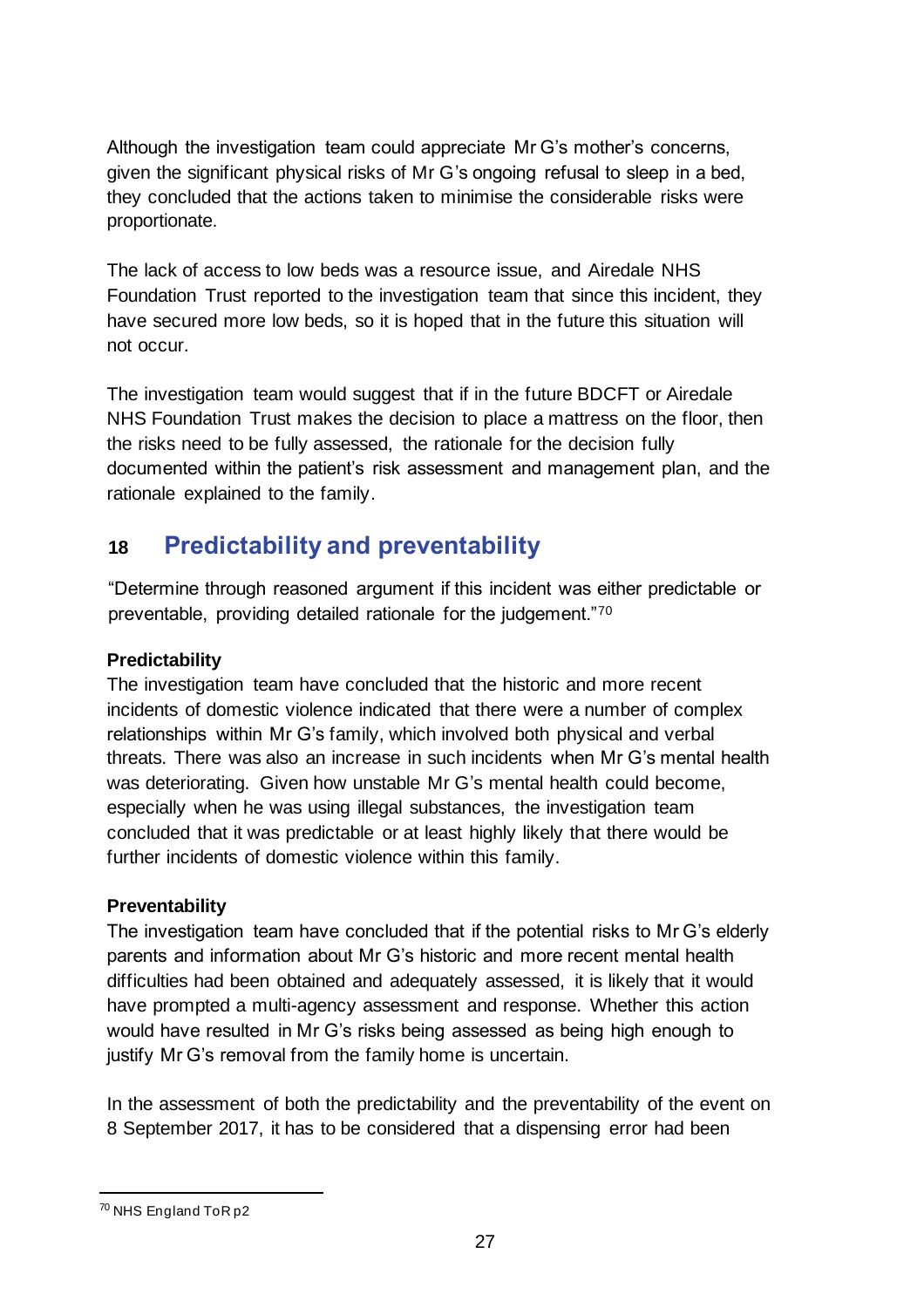Although the investigation team could appreciate Mr G's mother's concerns, given the significant physical risks of Mr G's ongoing refusal to sleep in a bed, they concluded that the actions taken to minimise the considerable risks were proportionate.

The lack of access to low beds was a resource issue, and Airedale NHS Foundation Trust reported to the investigation team that since this incident, they have secured more low beds, so it is hoped that in the future this situation will not occur.

The investigation team would suggest that if in the future BDCFT or Airedale NHS Foundation Trust makes the decision to place a mattress on the floor, then the risks need to be fully assessed, the rationale for the decision fully documented within the patient's risk assessment and management plan, and the rationale explained to the family.

## 18 Predictability and preventability

"Determine through reasoned argument if this incident was either predictable or preventable, providing detailed rationale for the judgement."[70]

**Predictability**

The investigation team have concluded that the historic and more recent incidents of domestic violence indicated that there were a number of complex relationships within Mr G's family, which involved both physical and verbal threats. There was also an increase in such incidents when Mr G's mental health was deteriorating. Given how unstable Mr G's mental health could become, especially when he was using illegal substances, the investigation team concluded that it was predictable or at least highly likely that there would be further incidents of domestic violence within this family.

**Preventability**

The investigation team have concluded that if the potential risks to Mr G's elderly parents and information about Mr G's historic and more recent mental health difficulties had been obtained and adequately assessed, it is likely that it would have prompted a multi-agency assessment and response. Whether this action would have resulted in Mr G's risks being assessed as being high enough to justify Mr G's removal from the family home is uncertain.

In the assessment of both the predictability and the preventability of the event on 8 September 2017, it has to be considered that a dispensing error had been

---

[70] NHS England ToR p2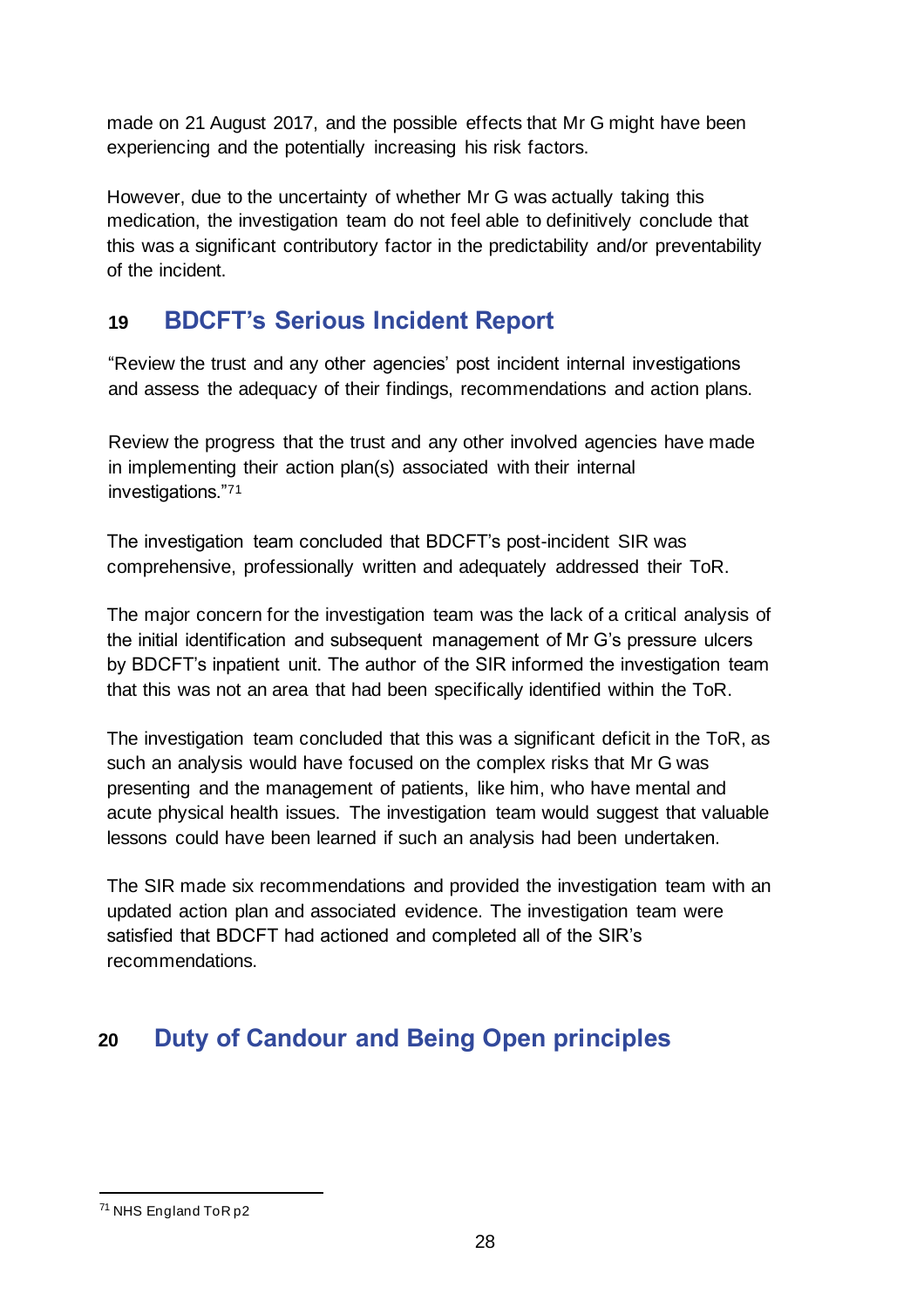made on 21 August 2017, and the possible effects that Mr G might have been experiencing and the potentially increasing his risk factors.

However, due to the uncertainty of whether Mr G was actually taking this medication, the investigation team do not feel able to definitively conclude that this was a significant contributory factor in the predictability and/or preventability of the incident.

## 19 BDCFT's Serious Incident Report

"Review the trust and any other agencies' post incident internal investigations and assess the adequacy of their findings, recommendations and action plans.

Review the progress that the trust and any other involved agencies have made in implementing their action plan(s) associated with their internal investigations."[71]

The investigation team concluded that BDCFT's post-incident SIR was comprehensive, professionally written and adequately addressed their ToR.

The major concern for the investigation team was the lack of a critical analysis of the initial identification and subsequent management of Mr G's pressure ulcers by BDCFT's inpatient unit. The author of the SIR informed the investigation team that this was not an area that had been specifically identified within the ToR.

The investigation team concluded that this was a significant deficit in the ToR, as such an analysis would have focused on the complex risks that Mr G was presenting and the management of patients, like him, who have mental and acute physical health issues. The investigation team would suggest that valuable lessons could have been learned if such an analysis had been undertaken.

The SIR made six recommendations and provided the investigation team with an updated action plan and associated evidence. The investigation team were satisfied that BDCFT had actioned and completed all of the SIR's recommendations.

## 20 Duty of Candour and Being Open principles

[71] NHS England ToR p2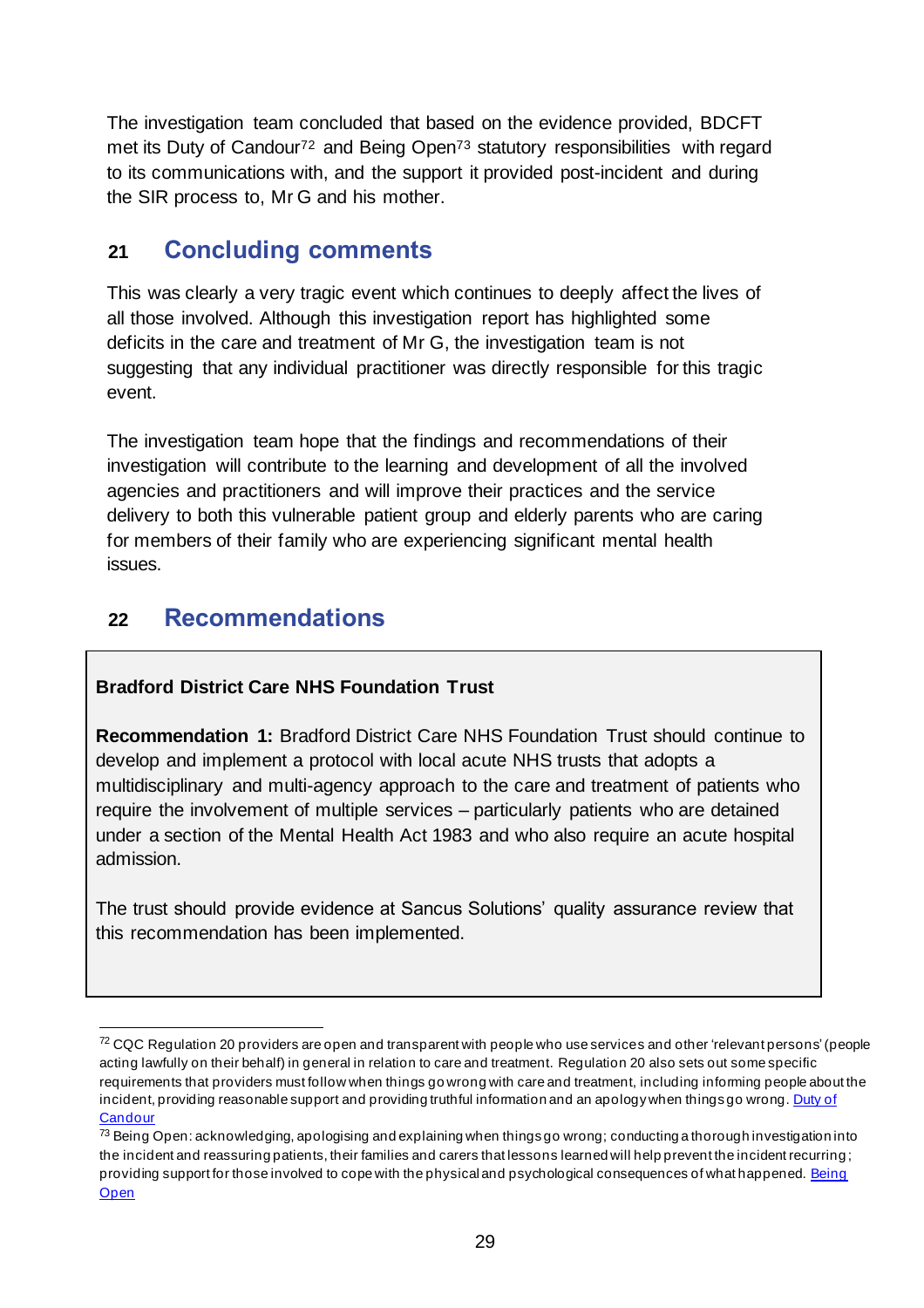The investigation team concluded that based on the evidence provided, BDCFT met its Duty of Candour[72] and Being Open[73] statutory responsibilities with regard to its communications with, and the support it provided post-incident and during the SIR process to, Mr G and his mother.

## 21 Concluding comments

This was clearly a very tragic event which continues to deeply affect the lives of all those involved. Although this investigation report has highlighted some deficits in the care and treatment of Mr G, the investigation team is not suggesting that any individual practitioner was directly responsible for this tragic event.

The investigation team hope that the findings and recommendations of their investigation will contribute to the learning and development of all the involved agencies and practitioners and will improve their practices and the service delivery to both this vulnerable patient group and elderly parents who are caring for members of their family who are experiencing significant mental health issues.

## 22 Recommendations

**Bradford District Care NHS Foundation Trust**

**Recommendation 1:** Bradford District Care NHS Foundation Trust should continue to develop and implement a protocol with local acute NHS trusts that adopts a multidisciplinary and multi-agency approach to the care and treatment of patients who require the involvement of multiple services – particularly patients who are detained under a section of the Mental Health Act 1983 and who also require an acute hospital admission.

The trust should provide evidence at Sancus Solutions' quality assurance review that this recommendation has been implemented.

---

[72] CQC Regulation 20 providers are open and transparent with people who use services and other 'relevant persons' (people acting lawfully on their behalf) in general in relation to care and treatment. Regulation 20 also sets out some specific requirements that providers must follow when things go wrong with care and treatment, including informing people about the incident, providing reasonable support and providing truthful information and an apology when things go wrong. Duty of Candour

[73] Being Open: acknowledging, apologising and explaining when things go wrong; conducting a thorough investigation into the incident and reassuring patients, their families and carers that lessons learned will help prevent the incident recurring; providing support for those involved to cope with the physical and psychological consequences of what happened. Being Open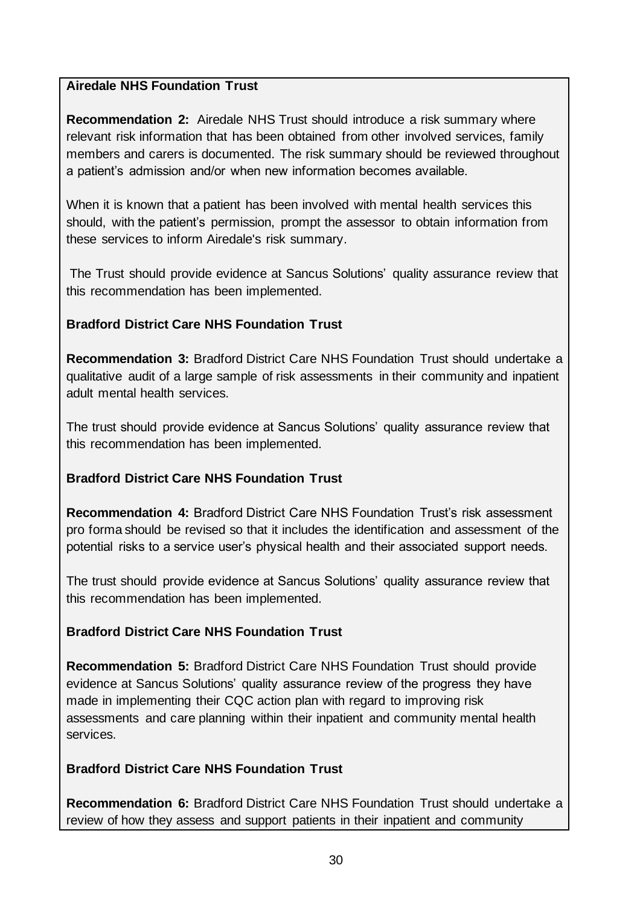**Airedale NHS Foundation Trust**

**Recommendation 2:** Airedale NHS Trust should introduce a risk summary where relevant risk information that has been obtained from other involved services, family members and carers is documented. The risk summary should be reviewed throughout a patient's admission and/or when new information becomes available.

When it is known that a patient has been involved with mental health services this should, with the patient's permission, prompt the assessor to obtain information from these services to inform Airedale's risk summary.

The Trust should provide evidence at Sancus Solutions' quality assurance review that this recommendation has been implemented.

**Bradford District Care NHS Foundation Trust**

**Recommendation 3:** Bradford District Care NHS Foundation Trust should undertake a qualitative audit of a large sample of risk assessments in their community and inpatient adult mental health services.

The trust should provide evidence at Sancus Solutions' quality assurance review that this recommendation has been implemented.

**Bradford District Care NHS Foundation Trust**

**Recommendation 4:** Bradford District Care NHS Foundation Trust's risk assessment pro forma should be revised so that it includes the identification and assessment of the potential risks to a service user's physical health and their associated support needs.

The trust should provide evidence at Sancus Solutions' quality assurance review that this recommendation has been implemented.

**Bradford District Care NHS Foundation Trust**

**Recommendation 5:** Bradford District Care NHS Foundation Trust should provide evidence at Sancus Solutions' quality assurance review of the progress they have made in implementing their CQC action plan with regard to improving risk assessments and care planning within their inpatient and community mental health services.

**Bradford District Care NHS Foundation Trust**

**Recommendation 6:** Bradford District Care NHS Foundation Trust should undertake a review of how they assess and support patients in their inpatient and community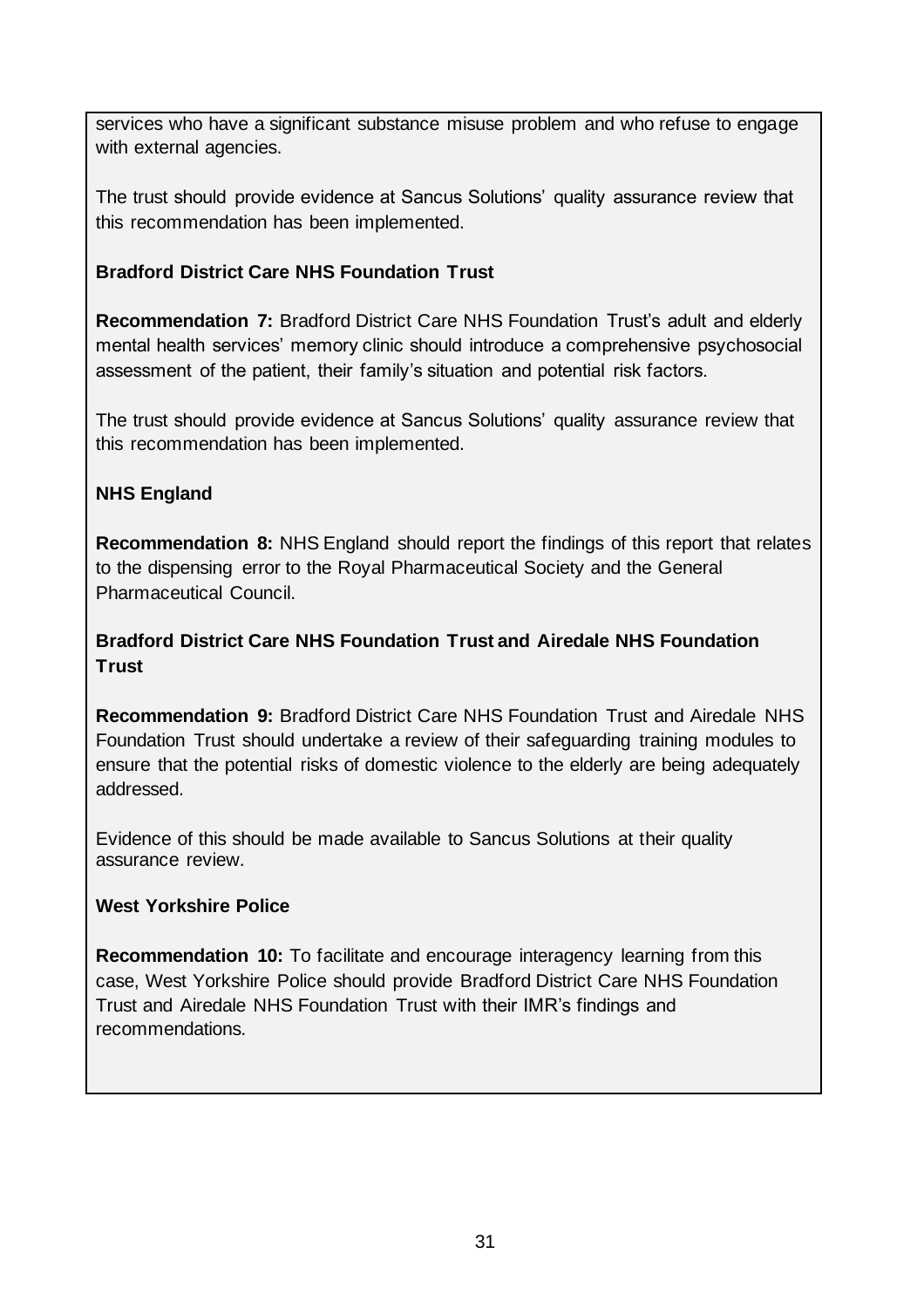services who have a significant substance misuse problem and who refuse to engage with external agencies.

The trust should provide evidence at Sancus Solutions' quality assurance review that this recommendation has been implemented.

**Bradford District Care NHS Foundation Trust**

**Recommendation 7:** Bradford District Care NHS Foundation Trust's adult and elderly mental health services' memory clinic should introduce a comprehensive psychosocial assessment of the patient, their family's situation and potential risk factors.

The trust should provide evidence at Sancus Solutions' quality assurance review that this recommendation has been implemented.

**NHS England**

**Recommendation 8:** NHS England should report the findings of this report that relates to the dispensing error to the Royal Pharmaceutical Society and the General Pharmaceutical Council.

**Bradford District Care NHS Foundation Trust and Airedale NHS Foundation Trust**

**Recommendation 9:** Bradford District Care NHS Foundation Trust and Airedale NHS Foundation Trust should undertake a review of their safeguarding training modules to ensure that the potential risks of domestic violence to the elderly are being adequately addressed.

Evidence of this should be made available to Sancus Solutions at their quality assurance review.

**West Yorkshire Police**

**Recommendation 10:** To facilitate and encourage interagency learning from this case, West Yorkshire Police should provide Bradford District Care NHS Foundation Trust and Airedale NHS Foundation Trust with their IMR's findings and recommendations.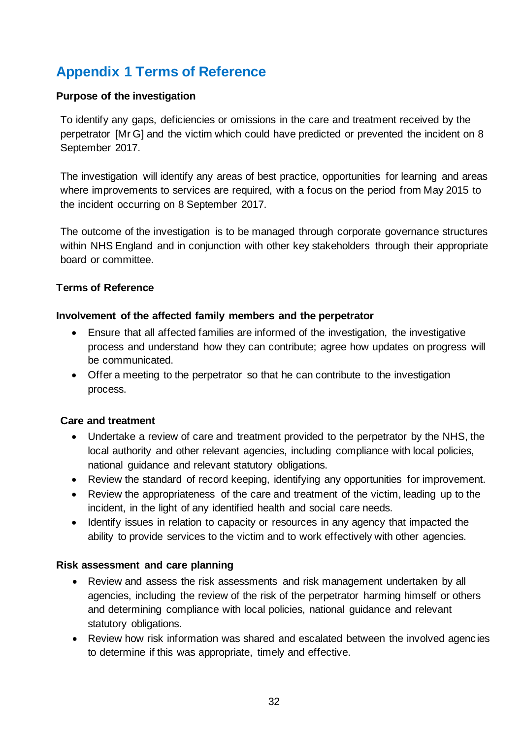# Appendix 1 Terms of Reference

**Purpose of the investigation**

To identify any gaps, deficiencies or omissions in the care and treatment received by the perpetrator [Mr G] and the victim which could have predicted or prevented the incident on 8 September 2017.

The investigation will identify any areas of best practice, opportunities for learning and areas where improvements to services are required, with a focus on the period from May 2015 to the incident occurring on 8 September 2017.

The outcome of the investigation is to be managed through corporate governance structures within NHS England and in conjunction with other key stakeholders through their appropriate board or committee.

**Terms of Reference**

**Involvement of the affected family members and the perpetrator**

- Ensure that all affected families are informed of the investigation, the investigative process and understand how they can contribute; agree how updates on progress will be communicated.
- Offer a meeting to the perpetrator so that he can contribute to the investigation process.

**Care and treatment**

- Undertake a review of care and treatment provided to the perpetrator by the NHS, the local authority and other relevant agencies, including compliance with local policies, national guidance and relevant statutory obligations.
- Review the standard of record keeping, identifying any opportunities for improvement.
- Review the appropriateness of the care and treatment of the victim, leading up to the incident, in the light of any identified health and social care needs.
- Identify issues in relation to capacity or resources in any agency that impacted the ability to provide services to the victim and to work effectively with other agencies.

**Risk assessment and care planning**

- Review and assess the risk assessments and risk management undertaken by all agencies, including the review of the risk of the perpetrator harming himself or others and determining compliance with local policies, national guidance and relevant statutory obligations.
- Review how risk information was shared and escalated between the involved agencies to determine if this was appropriate, timely and effective.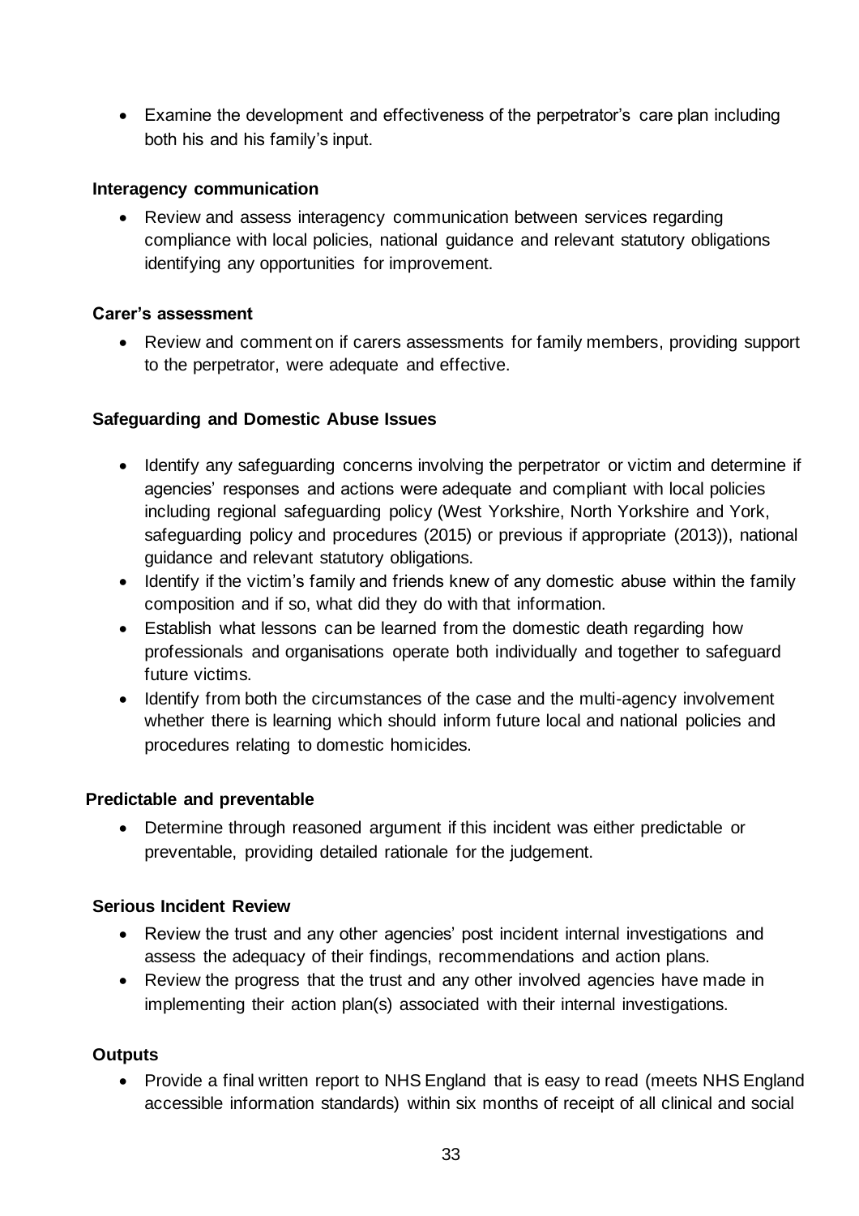- Examine the development and effectiveness of the perpetrator's care plan including both his and his family's input.

**Interagency communication**

- Review and assess interagency communication between services regarding compliance with local policies, national guidance and relevant statutory obligations identifying any opportunities for improvement.

**Carer's assessment**

- Review and comment on if carers assessments for family members, providing support to the perpetrator, were adequate and effective.

**Safeguarding and Domestic Abuse Issues**

- Identify any safeguarding concerns involving the perpetrator or victim and determine if agencies' responses and actions were adequate and compliant with local policies including regional safeguarding policy (West Yorkshire, North Yorkshire and York, safeguarding policy and procedures (2015) or previous if appropriate (2013)), national guidance and relevant statutory obligations.
- Identify if the victim's family and friends knew of any domestic abuse within the family composition and if so, what did they do with that information.
- Establish what lessons can be learned from the domestic death regarding how professionals and organisations operate both individually and together to safeguard future victims.
- Identify from both the circumstances of the case and the multi-agency involvement whether there is learning which should inform future local and national policies and procedures relating to domestic homicides.

**Predictable and preventable**

- Determine through reasoned argument if this incident was either predictable or preventable, providing detailed rationale for the judgement.

**Serious Incident Review**

- Review the trust and any other agencies' post incident internal investigations and assess the adequacy of their findings, recommendations and action plans.
- Review the progress that the trust and any other involved agencies have made in implementing their action plan(s) associated with their internal investigations.

**Outputs**

- Provide a final written report to NHS England that is easy to read (meets NHS England accessible information standards) within six months of receipt of all clinical and social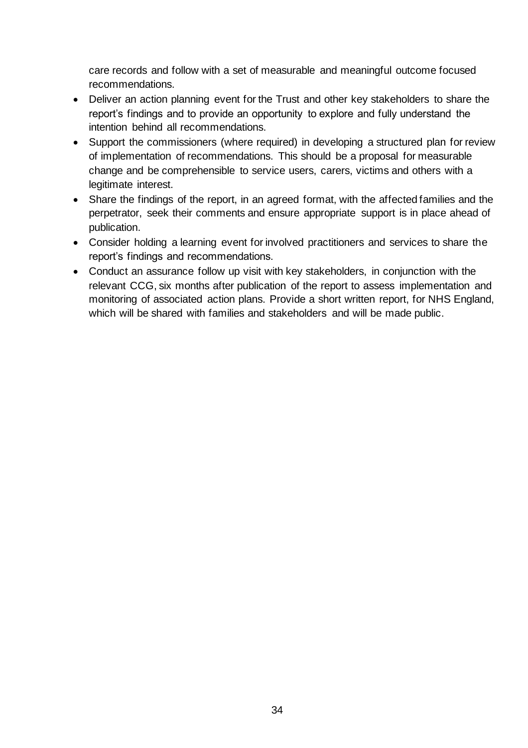care records and follow with a set of measurable and meaningful outcome focused recommendations.

- Deliver an action planning event for the Trust and other key stakeholders to share the report's findings and to provide an opportunity to explore and fully understand the intention behind all recommendations.
- Support the commissioners (where required) in developing a structured plan for review of implementation of recommendations. This should be a proposal for measurable change and be comprehensible to service users, carers, victims and others with a legitimate interest.
- Share the findings of the report, in an agreed format, with the affected families and the perpetrator, seek their comments and ensure appropriate support is in place ahead of publication.
- Consider holding a learning event for involved practitioners and services to share the report's findings and recommendations.
- Conduct an assurance follow up visit with key stakeholders, in conjunction with the relevant CCG, six months after publication of the report to assess implementation and monitoring of associated action plans. Provide a short written report, for NHS England, which will be shared with families and stakeholders and will be made public.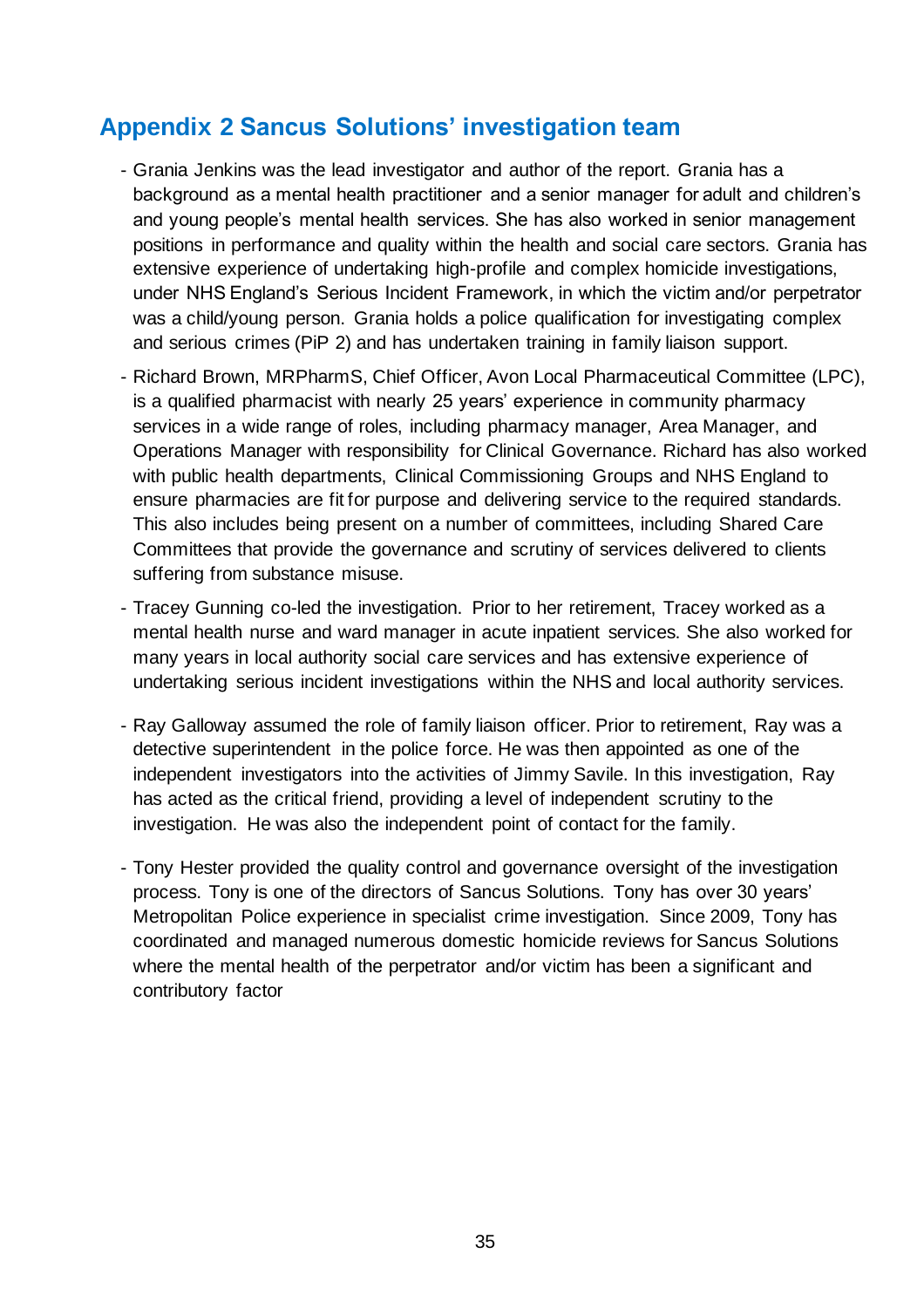## Appendix 2 Sancus Solutions' investigation team

- Grania Jenkins was the lead investigator and author of the report. Grania has a background as a mental health practitioner and a senior manager for adult and children's and young people's mental health services. She has also worked in senior management positions in performance and quality within the health and social care sectors. Grania has extensive experience of undertaking high-profile and complex homicide investigations, under NHS England's Serious Incident Framework, in which the victim and/or perpetrator was a child/young person. Grania holds a police qualification for investigating complex and serious crimes (PiP 2) and has undertaken training in family liaison support.
- Richard Brown, MRPharmS, Chief Officer, Avon Local Pharmaceutical Committee (LPC), is a qualified pharmacist with nearly 25 years' experience in community pharmacy services in a wide range of roles, including pharmacy manager, Area Manager, and Operations Manager with responsibility for Clinical Governance. Richard has also worked with public health departments, Clinical Commissioning Groups and NHS England to ensure pharmacies are fit for purpose and delivering service to the required standards. This also includes being present on a number of committees, including Shared Care Committees that provide the governance and scrutiny of services delivered to clients suffering from substance misuse.
- Tracey Gunning co-led the investigation. Prior to her retirement, Tracey worked as a mental health nurse and ward manager in acute inpatient services. She also worked for many years in local authority social care services and has extensive experience of undertaking serious incident investigations within the NHS and local authority services.
- Ray Galloway assumed the role of family liaison officer. Prior to retirement, Ray was a detective superintendent in the police force. He was then appointed as one of the independent investigators into the activities of Jimmy Savile. In this investigation, Ray has acted as the critical friend, providing a level of independent scrutiny to the investigation. He was also the independent point of contact for the family.
- Tony Hester provided the quality control and governance oversight of the investigation process. Tony is one of the directors of Sancus Solutions. Tony has over 30 years' Metropolitan Police experience in specialist crime investigation. Since 2009, Tony has coordinated and managed numerous domestic homicide reviews for Sancus Solutions where the mental health of the perpetrator and/or victim has been a significant and contributory factor